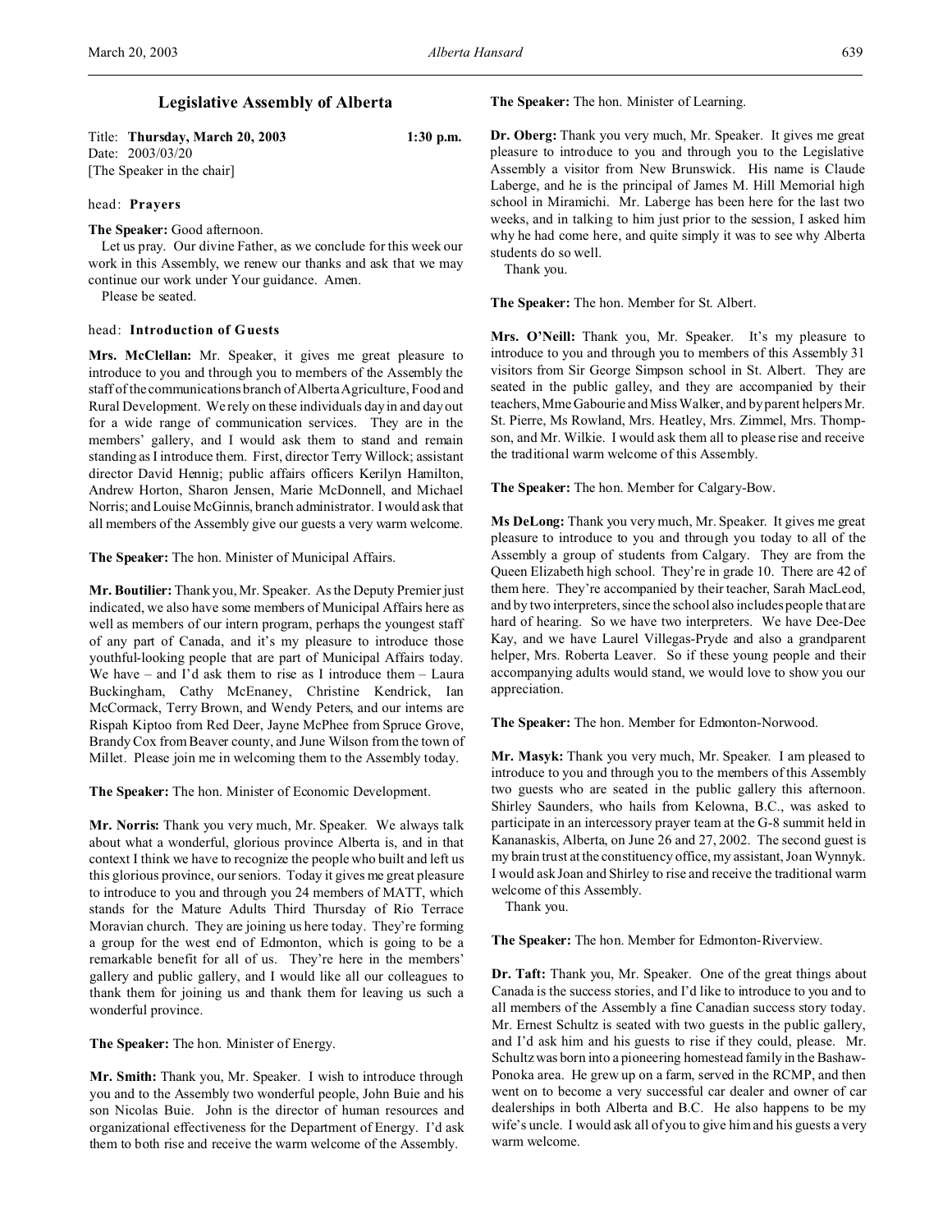# Legislative Assembly of Alberta

Title: **Thursday, March 20, 2003** 1:30 p.m.
Date: 2003/03/20
[The Speaker in the chair]

head: **Prayers**

**The Speaker:** Good afternoon.

Let us pray. Our divine Father, as we conclude for this week our work in this Assembly, we renew our thanks and ask that we may continue our work under Your guidance. Amen.

Please be seated.

head: **Introduction of Guests**

**Mrs. McClellan:** Mr. Speaker, it gives me great pleasure to introduce to you and through you to members of the Assembly the staff of the communications branch of Alberta Agriculture, Food and Rural Development. We rely on these individuals day in and day out for a wide range of communication services. They are in the members' gallery, and I would ask them to stand and remain standing as I introduce them. First, director Terry Willock; assistant director David Hennig; public affairs officers Kerilyn Hamilton, Andrew Horton, Sharon Jensen, Marie McDonnell, and Michael Norris; and Louise McGinnis, branch administrator. I would ask that all members of the Assembly give our guests a very warm welcome.

**The Speaker:** The hon. Minister of Municipal Affairs.

**Mr. Boutilier:** Thank you, Mr. Speaker. As the Deputy Premier just indicated, we also have some members of Municipal Affairs here as well as members of our intern program, perhaps the youngest staff of any part of Canada, and it's my pleasure to introduce those youthful-looking people that are part of Municipal Affairs today. We have – and I'd ask them to rise as I introduce them – Laura Buckingham, Cathy McEnaney, Christine Kendrick, Ian McCormack, Terry Brown, and Wendy Peters, and our interns are Rispah Kiptoo from Red Deer, Jayne McPhee from Spruce Grove, Brandy Cox from Beaver county, and June Wilson from the town of Millet. Please join me in welcoming them to the Assembly today.

**The Speaker:** The hon. Minister of Economic Development.

**Mr. Norris:** Thank you very much, Mr. Speaker. We always talk about what a wonderful, glorious province Alberta is, and in that context I think we have to recognize the people who built and left us this glorious province, our seniors. Today it gives me great pleasure to introduce to you and through you 24 members of MATT, which stands for the Mature Adults Third Thursday of Rio Terrace Moravian church. They are joining us here today. They're forming a group for the west end of Edmonton, which is going to be a remarkable benefit for all of us. They're here in the members' gallery and public gallery, and I would like all our colleagues to thank them for joining us and thank them for leaving us such a wonderful province.

**The Speaker:** The hon. Minister of Energy.

**Mr. Smith:** Thank you, Mr. Speaker. I wish to introduce through you and to the Assembly two wonderful people, John Buie and his son Nicolas Buie. John is the director of human resources and organizational effectiveness for the Department of Energy. I'd ask them to both rise and receive the warm welcome of the Assembly.

**The Speaker:** The hon. Minister of Learning.

**Dr. Oberg:** Thank you very much, Mr. Speaker. It gives me great pleasure to introduce to you and through you to the Legislative Assembly a visitor from New Brunswick. His name is Claude Laberge, and he is the principal of James M. Hill Memorial high school in Miramichi. Mr. Laberge has been here for the last two weeks, and in talking to him just prior to the session, I asked him why he had come here, and quite simply it was to see why Alberta students do so well.

Thank you.

**The Speaker:** The hon. Member for St. Albert.

**Mrs. O'Neill:** Thank you, Mr. Speaker. It's my pleasure to introduce to you and through you to members of this Assembly 31 visitors from Sir George Simpson school in St. Albert. They are seated in the public galley, and they are accompanied by their teachers, Mme Gabourie and Miss Walker, and by parent helpers Mr. St. Pierre, Ms Rowland, Mrs. Heatley, Mrs. Zimmel, Mrs. Thompson, and Mr. Wilkie. I would ask them all to please rise and receive the traditional warm welcome of this Assembly.

**The Speaker:** The hon. Member for Calgary-Bow.

**Ms DeLong:** Thank you very much, Mr. Speaker. It gives me great pleasure to introduce to you and through you today to all of the Assembly a group of students from Calgary. They are from the Queen Elizabeth high school. They're in grade 10. There are 42 of them here. They're accompanied by their teacher, Sarah MacLeod, and by two interpreters, since the school also includes people that are hard of hearing. So we have two interpreters. We have Dee-Dee Kay, and we have Laurel Villegas-Pryde and also a grandparent helper, Mrs. Roberta Leaver. So if these young people and their accompanying adults would stand, we would love to show you our appreciation.

**The Speaker:** The hon. Member for Edmonton-Norwood.

**Mr. Masyk:** Thank you very much, Mr. Speaker. I am pleased to introduce to you and through you to the members of this Assembly two guests who are seated in the public gallery this afternoon. Shirley Saunders, who hails from Kelowna, B.C., was asked to participate in an intercessory prayer team at the G-8 summit held in Kananaskis, Alberta, on June 26 and 27, 2002. The second guest is my brain trust at the constituency office, my assistant, Joan Wynnyk. I would ask Joan and Shirley to rise and receive the traditional warm welcome of this Assembly.

Thank you.

**The Speaker:** The hon. Member for Edmonton-Riverview.

**Dr. Taft:** Thank you, Mr. Speaker. One of the great things about Canada is the success stories, and I'd like to introduce to you and to all members of the Assembly a fine Canadian success story today. Mr. Ernest Schultz is seated with two guests in the public gallery, and I'd ask him and his guests to rise if they could, please. Mr. Schultz was born into a pioneering homestead family in the Bashaw-Ponoka area. He grew up on a farm, served in the RCMP, and then went on to become a very successful car dealer and owner of car dealerships in both Alberta and B.C. He also happens to be my wife's uncle. I would ask all of you to give him and his guests a very warm welcome.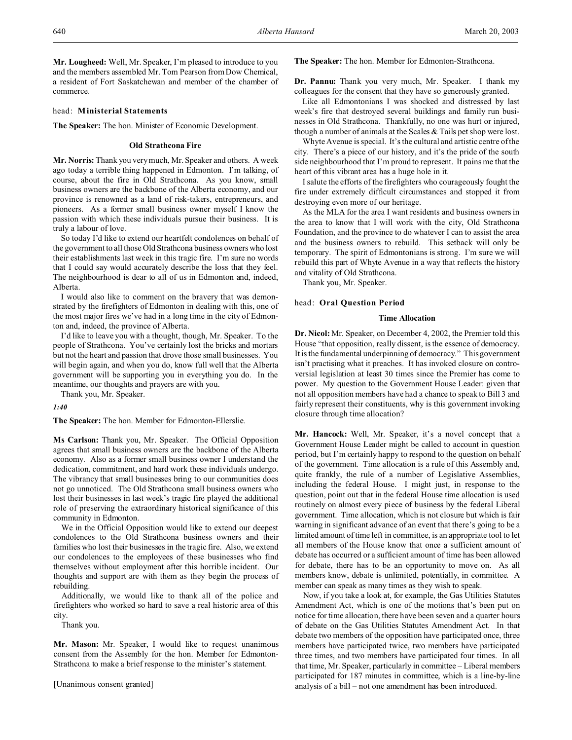**Mr. Lougheed:** Well, Mr. Speaker, I'm pleased to introduce to you and the members assembled Mr. Tom Pearson from Dow Chemical, a resident of Fort Saskatchewan and member of the chamber of commerce.

head: **Ministerial Statements**

**The Speaker:** The hon. Minister of Economic Development.

### Old Strathcona Fire

**Mr. Norris:** Thank you very much, Mr. Speaker and others. A week ago today a terrible thing happened in Edmonton. I'm talking, of course, about the fire in Old Strathcona. As you know, small business owners are the backbone of the Alberta economy, and our province is renowned as a land of risk-takers, entrepreneurs, and pioneers. As a former small business owner myself I know the passion with which these individuals pursue their business. It is truly a labour of love.

So today I'd like to extend our heartfelt condolences on behalf of the government to all those Old Strathcona business owners who lost their establishments last week in this tragic fire. I'm sure no words that I could say would accurately describe the loss that they feel. The neighbourhood is dear to all of us in Edmonton and, indeed, Alberta.

I would also like to comment on the bravery that was demonstrated by the firefighters of Edmonton in dealing with this, one of the most major fires we've had in a long time in the city of Edmonton and, indeed, the province of Alberta.

I'd like to leave you with a thought, though, Mr. Speaker. To the people of Strathcona. You've certainly lost the bricks and mortars but not the heart and passion that drove those small businesses. You will begin again, and when you do, know full well that the Alberta government will be supporting you in everything you do. In the meantime, our thoughts and prayers are with you.

Thank you, Mr. Speaker.

*1:40*

**The Speaker:** The hon. Member for Edmonton-Ellerslie.

**Ms Carlson:** Thank you, Mr. Speaker. The Official Opposition agrees that small business owners are the backbone of the Alberta economy. Also as a former small business owner I understand the dedication, commitment, and hard work these individuals undergo. The vibrancy that small businesses bring to our communities does not go unnoticed. The Old Strathcona small business owners who lost their businesses in last week's tragic fire played the additional role of preserving the extraordinary historical significance of this community in Edmonton.

We in the Official Opposition would like to extend our deepest condolences to the Old Strathcona business owners and their families who lost their businesses in the tragic fire. Also, we extend our condolences to the employees of these businesses who find themselves without employment after this horrible incident. Our thoughts and support are with them as they begin the process of rebuilding.

Additionally, we would like to thank all of the police and firefighters who worked so hard to save a real historic area of this city.

Thank you.

**Mr. Mason:** Mr. Speaker, I would like to request unanimous consent from the Assembly for the hon. Member for Edmonton-Strathcona to make a brief response to the minister's statement.

[Unanimous consent granted]

**The Speaker:** The hon. Member for Edmonton-Strathcona.

**Dr. Pannu:** Thank you very much, Mr. Speaker. I thank my colleagues for the consent that they have so generously granted.

Like all Edmontonians I was shocked and distressed by last week's fire that destroyed several buildings and family run businesses in Old Strathcona. Thankfully, no one was hurt or injured, though a number of animals at the Scales & Tails pet shop were lost.

Whyte Avenue is special. It's the cultural and artistic centre of the city. There's a piece of our history, and it's the pride of the south side neighbourhood that I'm proud to represent. It pains me that the heart of this vibrant area has a huge hole in it.

I salute the efforts of the firefighters who courageously fought the fire under extremely difficult circumstances and stopped it from destroying even more of our heritage.

As the MLA for the area I want residents and business owners in the area to know that I will work with the city, Old Strathcona Foundation, and the province to do whatever I can to assist the area and the business owners to rebuild. This setback will only be temporary. The spirit of Edmontonians is strong. I'm sure we will rebuild this part of Whyte Avenue in a way that reflects the history and vitality of Old Strathcona.

Thank you, Mr. Speaker.

head: **Oral Question Period**

### Time Allocation

**Dr. Nicol:** Mr. Speaker, on December 4, 2002, the Premier told this House "that opposition, really dissent, is the essence of democracy. It is the fundamental underpinning of democracy." This government isn't practising what it preaches. It has invoked closure on controversial legislation at least 30 times since the Premier has come to power. My question to the Government House Leader: given that not all opposition members have had a chance to speak to Bill 3 and fairly represent their constituents, why is this government invoking closure through time allocation?

**Mr. Hancock:** Well, Mr. Speaker, it's a novel concept that a Government House Leader might be called to account in question period, but I'm certainly happy to respond to the question on behalf of the government. Time allocation is a rule of this Assembly and, quite frankly, the rule of a number of Legislative Assemblies, including the federal House. I might just, in response to the question, point out that in the federal House time allocation is used routinely on almost every piece of business by the federal Liberal government. Time allocation, which is not closure but which is fair warning in significant advance of an event that there's going to be a limited amount of time left in committee, is an appropriate tool to let all members of the House know that once a sufficient amount of debate has occurred or a sufficient amount of time has been allowed for debate, there has to be an opportunity to move on. As all members know, debate is unlimited, potentially, in committee. A member can speak as many times as they wish to speak.

Now, if you take a look at, for example, the Gas Utilities Statutes Amendment Act, which is one of the motions that's been put on notice for time allocation, there have been seven and a quarter hours of debate on the Gas Utilities Statutes Amendment Act. In that debate two members of the opposition have participated once, three members have participated twice, two members have participated three times, and two members have participated four times. In all that time, Mr. Speaker, particularly in committee – Liberal members participated for 187 minutes in committee, which is a line-by-line analysis of a bill – not one amendment has been introduced.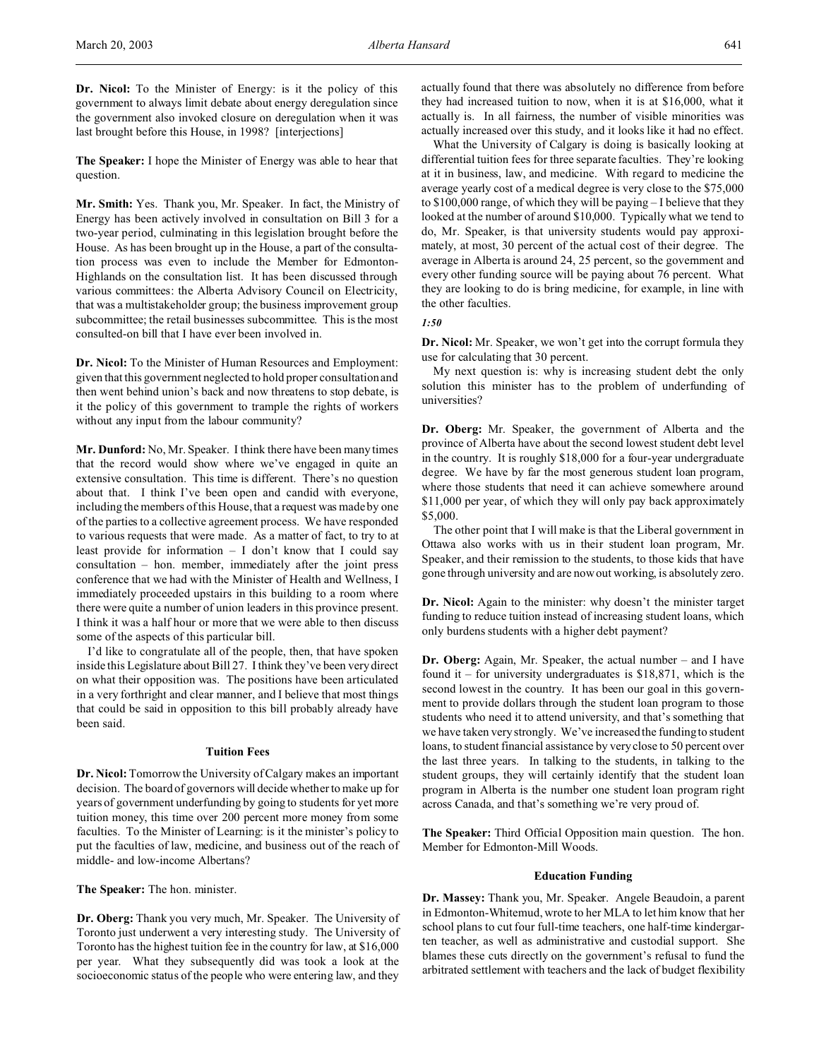**Dr. Nicol:** To the Minister of Energy: is it the policy of this government to always limit debate about energy deregulation since the government also invoked closure on deregulation when it was last brought before this House, in 1998? [interjections]

**The Speaker:** I hope the Minister of Energy was able to hear that question.

**Mr. Smith:** Yes. Thank you, Mr. Speaker. In fact, the Ministry of Energy has been actively involved in consultation on Bill 3 for a two-year period, culminating in this legislation brought before the House. As has been brought up in the House, a part of the consultation process was even to include the Member for Edmonton-Highlands on the consultation list. It has been discussed through various committees: the Alberta Advisory Council on Electricity, that was a multistakeholder group; the business improvement group subcommittee; the retail businesses subcommittee. This is the most consulted-on bill that I have ever been involved in.

**Dr. Nicol:** To the Minister of Human Resources and Employment: given that this government neglected to hold proper consultation and then went behind union's back and now threatens to stop debate, is it the policy of this government to trample the rights of workers without any input from the labour community?

**Mr. Dunford:** No, Mr. Speaker. I think there have been many times that the record would show where we've engaged in quite an extensive consultation. This time is different. There's no question about that. I think I've been open and candid with everyone, including the members of this House, that a request was made by one of the parties to a collective agreement process. We have responded to various requests that were made. As a matter of fact, to try to at least provide for information – I don't know that I could say consultation – hon. member, immediately after the joint press conference that we had with the Minister of Health and Wellness, I immediately proceeded upstairs in this building to a room where there were quite a number of union leaders in this province present. I think it was a half hour or more that we were able to then discuss some of the aspects of this particular bill.

I'd like to congratulate all of the people, then, that have spoken inside this Legislature about Bill 27. I think they've been very direct on what their opposition was. The positions have been articulated in a very forthright and clear manner, and I believe that most things that could be said in opposition to this bill probably already have been said.

### Tuition Fees

**Dr. Nicol:** Tomorrow the University of Calgary makes an important decision. The board of governors will decide whether to make up for years of government underfunding by going to students for yet more tuition money, this time over 200 percent more money from some faculties. To the Minister of Learning: is it the minister's policy to put the faculties of law, medicine, and business out of the reach of middle- and low-income Albertans?

**The Speaker:** The hon. minister.

**Dr. Oberg:** Thank you very much, Mr. Speaker. The University of Toronto just underwent a very interesting study. The University of Toronto has the highest tuition fee in the country for law, at $16,000 per year. What they subsequently did was took a look at the socioeconomic status of the people who were entering law, and they actually found that there was absolutely no difference from before they had increased tuition to now, when it is at $16,000, what it actually is. In all fairness, the number of visible minorities was actually increased over this study, and it looks like it had no effect.

What the University of Calgary is doing is basically looking at differential tuition fees for three separate faculties. They're looking at it in business, law, and medicine. With regard to medicine the average yearly cost of a medical degree is very close to the $75,000 to $100,000 range, of which they will be paying – I believe that they looked at the number of around $10,000. Typically what we tend to do, Mr. Speaker, is that university students would pay approximately, at most, 30 percent of the actual cost of their degree. The average in Alberta is around 24, 25 percent, so the government and every other funding source will be paying about 76 percent. What they are looking to do is bring medicine, for example, in line with the other faculties.

*1:50*

**Dr. Nicol:** Mr. Speaker, we won't get into the corrupt formula they use for calculating that 30 percent.

My next question is: why is increasing student debt the only solution this minister has to the problem of underfunding of universities?

**Dr. Oberg:** Mr. Speaker, the government of Alberta and the province of Alberta have about the second lowest student debt level in the country. It is roughly $18,000 for a four-year undergraduate degree. We have by far the most generous student loan program, where those students that need it can achieve somewhere around $11,000 per year, of which they will only pay back approximately $5,000.

The other point that I will make is that the Liberal government in Ottawa also works with us in their student loan program, Mr. Speaker, and their remission to the students, to those kids that have gone through university and are now out working, is absolutely zero.

**Dr. Nicol:** Again to the minister: why doesn't the minister target funding to reduce tuition instead of increasing student loans, which only burdens students with a higher debt payment?

**Dr. Oberg:** Again, Mr. Speaker, the actual number – and I have found it – for university undergraduates is $18,871, which is the second lowest in the country. It has been our goal in this government to provide dollars through the student loan program to those students who need it to attend university, and that's something that we have taken very strongly. We've increased the funding to student loans, to student financial assistance by very close to 50 percent over the last three years. In talking to the students, in talking to the student groups, they will certainly identify that the student loan program in Alberta is the number one student loan program right across Canada, and that's something we're very proud of.

**The Speaker:** Third Official Opposition main question. The hon. Member for Edmonton-Mill Woods.

### Education Funding

**Dr. Massey:** Thank you, Mr. Speaker. Angele Beaudoin, a parent in Edmonton-Whitemud, wrote to her MLA to let him know that her school plans to cut four full-time teachers, one half-time kindergarten teacher, as well as administrative and custodial support. She blames these cuts directly on the government's refusal to fund the arbitrated settlement with teachers and the lack of budget flexibility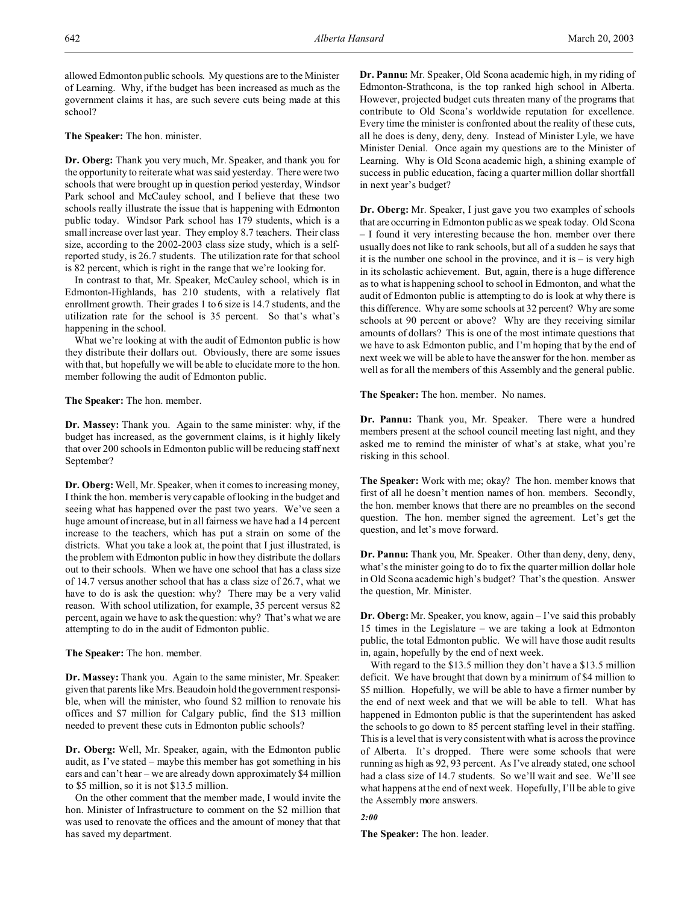allowed Edmonton public schools. My questions are to the Minister of Learning. Why, if the budget has been increased as much as the government claims it has, are such severe cuts being made at this school?

**The Speaker:** The hon. minister.

**Dr. Oberg:** Thank you very much, Mr. Speaker, and thank you for the opportunity to reiterate what was said yesterday. There were two schools that were brought up in question period yesterday, Windsor Park school and McCauley school, and I believe that these two schools really illustrate the issue that is happening with Edmonton public today. Windsor Park school has 179 students, which is a small increase over last year. They employ 8.7 teachers. Their class size, according to the 2002-2003 class size study, which is a self-reported study, is 26.7 students. The utilization rate for that school is 82 percent, which is right in the range that we're looking for.

In contrast to that, Mr. Speaker, McCauley school, which is in Edmonton-Highlands, has 210 students, with a relatively flat enrollment growth. Their grades 1 to 6 size is 14.7 students, and the utilization rate for the school is 35 percent. So that's what's happening in the school.

What we're looking at with the audit of Edmonton public is how they distribute their dollars out. Obviously, there are some issues with that, but hopefully we will be able to elucidate more to the hon. member following the audit of Edmonton public.

**The Speaker:** The hon. member.

**Dr. Massey:** Thank you. Again to the same minister: why, if the budget has increased, as the government claims, is it highly likely that over 200 schools in Edmonton public will be reducing staff next September?

**Dr. Oberg:** Well, Mr. Speaker, when it comes to increasing money, I think the hon. member is very capable of looking in the budget and seeing what has happened over the past two years. We've seen a huge amount of increase, but in all fairness we have had a 14 percent increase to the teachers, which has put a strain on some of the districts. What you take a look at, the point that I just illustrated, is the problem with Edmonton public in how they distribute the dollars out to their schools. When we have one school that has a class size of 14.7 versus another school that has a class size of 26.7, what we have to do is ask the question: why? There may be a very valid reason. With school utilization, for example, 35 percent versus 82 percent, again we have to ask the question: why? That's what we are attempting to do in the audit of Edmonton public.

**The Speaker:** The hon. member.

**Dr. Massey:** Thank you. Again to the same minister, Mr. Speaker: given that parents like Mrs. Beaudoin hold the government responsible, when will the minister, who found $2 million to renovate his offices and $7 million for Calgary public, find the $13 million needed to prevent these cuts in Edmonton public schools?

**Dr. Oberg:** Well, Mr. Speaker, again, with the Edmonton public audit, as I've stated – maybe this member has got something in his ears and can't hear – we are already down approximately $4 million to $5 million, so it is not $13.5 million.

On the other comment that the member made, I would invite the hon. Minister of Infrastructure to comment on the $2 million that was used to renovate the offices and the amount of money that that has saved my department.

**Dr. Pannu:** Mr. Speaker, Old Scona academic high, in my riding of Edmonton-Strathcona, is the top ranked high school in Alberta. However, projected budget cuts threaten many of the programs that contribute to Old Scona's worldwide reputation for excellence. Every time the minister is confronted about the reality of these cuts, all he does is deny, deny, deny. Instead of Minister Lyle, we have Minister Denial. Once again my questions are to the Minister of Learning. Why is Old Scona academic high, a shining example of success in public education, facing a quarter million dollar shortfall in next year's budget?

**Dr. Oberg:** Mr. Speaker, I just gave you two examples of schools that are occurring in Edmonton public as we speak today. Old Scona – I found it very interesting because the hon. member over there usually does not like to rank schools, but all of a sudden he says that it is the number one school in the province, and it is – is very high in its scholastic achievement. But, again, there is a huge difference as to what is happening school to school in Edmonton, and what the audit of Edmonton public is attempting to do is look at why there is this difference. Why are some schools at 32 percent? Why are some schools at 90 percent or above? Why are they receiving similar amounts of dollars? This is one of the most intimate questions that we have to ask Edmonton public, and I'm hoping that by the end of next week we will be able to have the answer for the hon. member as well as for all the members of this Assembly and the general public.

**The Speaker:** The hon. member. No names.

**Dr. Pannu:** Thank you, Mr. Speaker. There were a hundred members present at the school council meeting last night, and they asked me to remind the minister of what's at stake, what you're risking in this school.

**The Speaker:** Work with me; okay? The hon. member knows that first of all he doesn't mention names of hon. members. Secondly, the hon. member knows that there are no preambles on the second question. The hon. member signed the agreement. Let's get the question, and let's move forward.

**Dr. Pannu:** Thank you, Mr. Speaker. Other than deny, deny, deny, what's the minister going to do to fix the quarter million dollar hole in Old Scona academic high's budget? That's the question. Answer the question, Mr. Minister.

**Dr. Oberg:** Mr. Speaker, you know, again – I've said this probably 15 times in the Legislature – we are taking a look at Edmonton public, the total Edmonton public. We will have those audit results in, again, hopefully by the end of next week.

With regard to the $13.5 million they don't have a $13.5 million deficit. We have brought that down by a minimum of $4 million to $5 million. Hopefully, we will be able to have a firmer number by the end of next week and that we will be able to tell. What has happened in Edmonton public is that the superintendent has asked the schools to go down to 85 percent staffing level in their staffing. This is a level that is very consistent with what is across the province of Alberta. It's dropped. There were some schools that were running as high as 92, 93 percent. As I've already stated, one school had a class size of 14.7 students. So we'll wait and see. We'll see what happens at the end of next week. Hopefully, I'll be able to give the Assembly more answers.

*2:00*

**The Speaker:** The hon. leader.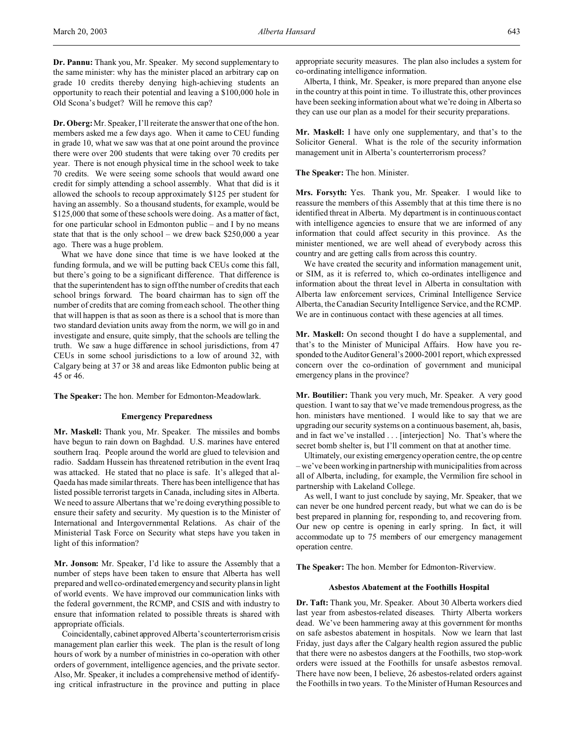**Dr. Pannu:** Thank you, Mr. Speaker. My second supplementary to the same minister: why has the minister placed an arbitrary cap on grade 10 credits thereby denying high-achieving students an opportunity to reach their potential and leaving a $100,000 hole in Old Scona's budget? Will he remove this cap?

**Dr. Oberg:** Mr. Speaker, I'll reiterate the answer that one of the hon. members asked me a few days ago. When it came to CEU funding in grade 10, what we saw was that at one point around the province there were over 200 students that were taking over 70 credits per year. There is not enough physical time in the school week to take 70 credits. We were seeing some schools that would award one credit for simply attending a school assembly. What that did is it allowed the schools to recoup approximately $125 per student for having an assembly. So a thousand students, for example, would be $125,000 that some of these schools were doing. As a matter of fact, for one particular school in Edmonton public – and I by no means state that that is the only school – we drew back $250,000 a year ago. There was a huge problem.

What we have done since that time is we have looked at the funding formula, and we will be putting back CEUs come this fall, but there's going to be a significant difference. That difference is that the superintendent has to sign off the number of credits that each school brings forward. The board chairman has to sign off the number of credits that are coming from each school. The other thing that will happen is that as soon as there is a school that is more than two standard deviation units away from the norm, we will go in and investigate and ensure, quite simply, that the schools are telling the truth. We saw a huge difference in school jurisdictions, from 47 CEUs in some school jurisdictions to a low of around 32, with Calgary being at 37 or 38 and areas like Edmonton public being at 45 or 46.

**The Speaker:** The hon. Member for Edmonton-Meadowlark.

### Emergency Preparedness

**Mr. Maskell:** Thank you, Mr. Speaker. The missiles and bombs have begun to rain down on Baghdad. U.S. marines have entered southern Iraq. People around the world are glued to television and radio. Saddam Hussein has threatened retribution in the event Iraq was attacked. He stated that no place is safe. It's alleged that al-Qaeda has made similar threats. There has been intelligence that has listed possible terrorist targets in Canada, including sites in Alberta. We need to assure Albertans that we're doing everything possible to ensure their safety and security. My question is to the Minister of International and Intergovernmental Relations. As chair of the Ministerial Task Force on Security what steps have you taken in light of this information?

**Mr. Jonson:** Mr. Speaker, I'd like to assure the Assembly that a number of steps have been taken to ensure that Alberta has well prepared and well co-ordinated emergency and security plans in light of world events. We have improved our communication links with the federal government, the RCMP, and CSIS and with industry to ensure that information related to possible threats is shared with appropriate officials.

Coincidentally, cabinet approved Alberta's counterterrorism crisis management plan earlier this week. The plan is the result of long hours of work by a number of ministries in co-operation with other orders of government, intelligence agencies, and the private sector. Also, Mr. Speaker, it includes a comprehensive method of identifying critical infrastructure in the province and putting in place appropriate security measures. The plan also includes a system for co-ordinating intelligence information.

Alberta, I think, Mr. Speaker, is more prepared than anyone else in the country at this point in time. To illustrate this, other provinces have been seeking information about what we're doing in Alberta so they can use our plan as a model for their security preparations.

**Mr. Maskell:** I have only one supplementary, and that's to the Solicitor General. What is the role of the security information management unit in Alberta's counterterrorism process?

**The Speaker:** The hon. Minister.

**Mrs. Forsyth:** Yes. Thank you, Mr. Speaker. I would like to reassure the members of this Assembly that at this time there is no identified threat in Alberta. My department is in continuous contact with intelligence agencies to ensure that we are informed of any information that could affect security in this province. As the minister mentioned, we are well ahead of everybody across this country and are getting calls from across this country.

We have created the security and information management unit, or SIM, as it is referred to, which co-ordinates intelligence and information about the threat level in Alberta in consultation with Alberta law enforcement services, Criminal Intelligence Service Alberta, the Canadian Security Intelligence Service, and the RCMP. We are in continuous contact with these agencies at all times.

**Mr. Maskell:** On second thought I do have a supplemental, and that's to the Minister of Municipal Affairs. How have you responded to the Auditor General's 2000-2001 report, which expressed concern over the co-ordination of government and municipal emergency plans in the province?

**Mr. Boutilier:** Thank you very much, Mr. Speaker. A very good question. I want to say that we've made tremendous progress, as the hon. ministers have mentioned. I would like to say that we are upgrading our security systems on a continuous basement, ah, basis, and in fact we've installed . . . [interjection] No. That's where the secret bomb shelter is, but I'll comment on that at another time.

Ultimately, our existing emergency operation centre, the op centre – we've been working in partnership with municipalities from across all of Alberta, including, for example, the Vermilion fire school in partnership with Lakeland College.

As well, I want to just conclude by saying, Mr. Speaker, that we can never be one hundred percent ready, but what we can do is be best prepared in planning for, responding to, and recovering from. Our new op centre is opening in early spring. In fact, it will accommodate up to 75 members of our emergency management operation centre.

**The Speaker:** The hon. Member for Edmonton-Riverview.

### Asbestos Abatement at the Foothills Hospital

**Dr. Taft:** Thank you, Mr. Speaker. About 30 Alberta workers died last year from asbestos-related diseases. Thirty Alberta workers dead. We've been hammering away at this government for months on safe asbestos abatement in hospitals. Now we learn that last Friday, just days after the Calgary health region assured the public that there were no asbestos dangers at the Foothills, two stop-work orders were issued at the Foothills for unsafe asbestos removal. There have now been, I believe, 26 asbestos-related orders against the Foothills in two years. To the Minister of Human Resources and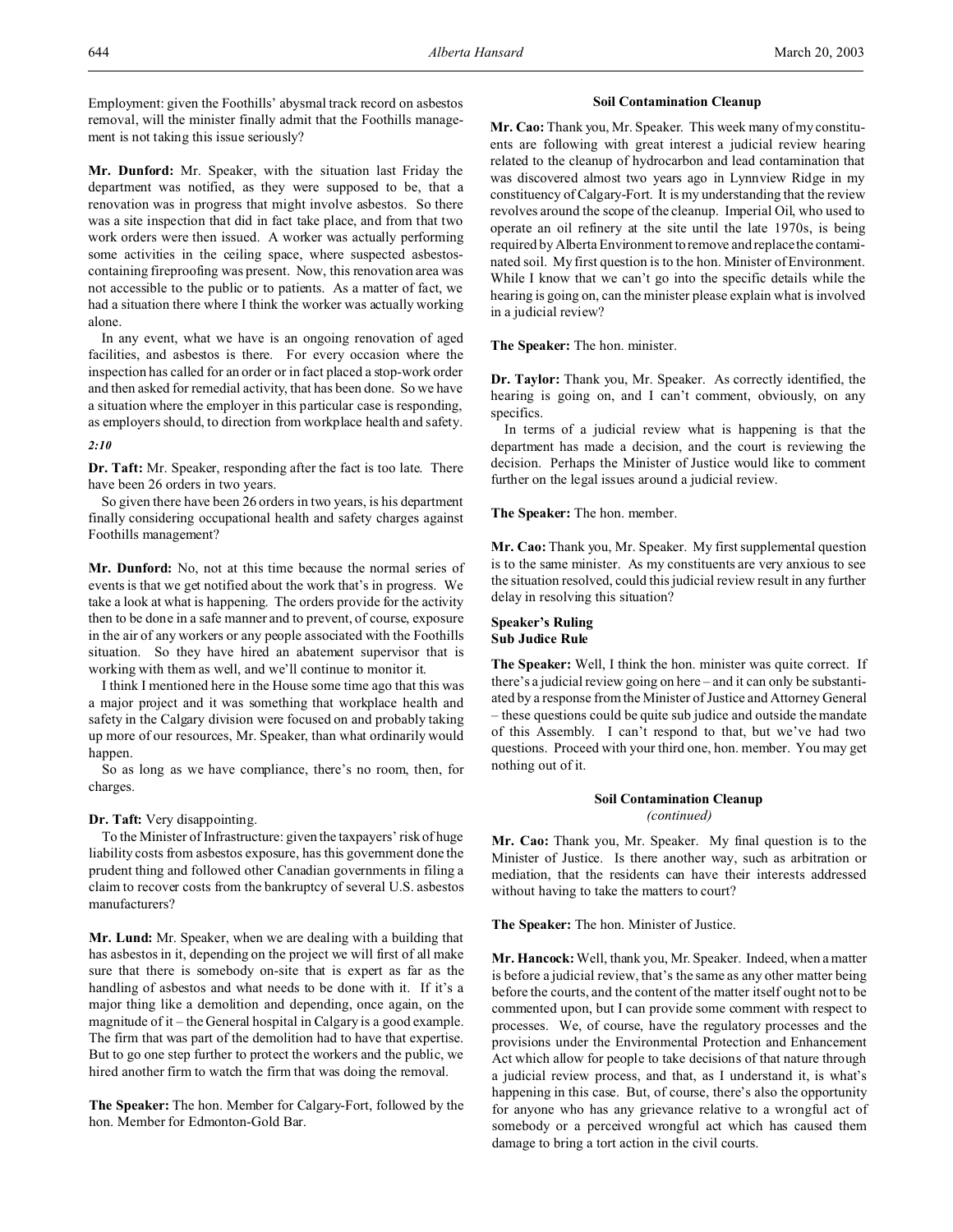Employment: given the Foothills' abysmal track record on asbestos removal, will the minister finally admit that the Foothills management is not taking this issue seriously?

**Mr. Dunford:** Mr. Speaker, with the situation last Friday the department was notified, as they were supposed to be, that a renovation was in progress that might involve asbestos. So there was a site inspection that did in fact take place, and from that two work orders were then issued. A worker was actually performing some activities in the ceiling space, where suspected asbestos-containing fireproofing was present. Now, this renovation area was not accessible to the public or to patients. As a matter of fact, we had a situation there where I think the worker was actually working alone.

In any event, what we have is an ongoing renovation of aged facilities, and asbestos is there. For every occasion where the inspection has called for an order or in fact placed a stop-work order and then asked for remedial activity, that has been done. So we have a situation where the employer in this particular case is responding, as employers should, to direction from workplace health and safety.

*2:10*

**Dr. Taft:** Mr. Speaker, responding after the fact is too late. There have been 26 orders in two years.

So given there have been 26 orders in two years, is his department finally considering occupational health and safety charges against Foothills management?

**Mr. Dunford:** No, not at this time because the normal series of events is that we get notified about the work that's in progress. We take a look at what is happening. The orders provide for the activity then to be done in a safe manner and to prevent, of course, exposure in the air of any workers or any people associated with the Foothills situation. So they have hired an abatement supervisor that is working with them as well, and we'll continue to monitor it.

I think I mentioned here in the House some time ago that this was a major project and it was something that workplace health and safety in the Calgary division were focused on and probably taking up more of our resources, Mr. Speaker, than what ordinarily would happen.

So as long as we have compliance, there's no room, then, for charges.

**Dr. Taft:** Very disappointing.

To the Minister of Infrastructure: given the taxpayers' risk of huge liability costs from asbestos exposure, has this government done the prudent thing and followed other Canadian governments in filing a claim to recover costs from the bankruptcy of several U.S. asbestos manufacturers?

**Mr. Lund:** Mr. Speaker, when we are dealing with a building that has asbestos in it, depending on the project we will first of all make sure that there is somebody on-site that is expert as far as the handling of asbestos and what needs to be done with it. If it's a major thing like a demolition and depending, once again, on the magnitude of it – the General hospital in Calgary is a good example. The firm that was part of the demolition had to have that expertise. But to go one step further to protect the workers and the public, we hired another firm to watch the firm that was doing the removal.

**The Speaker:** The hon. Member for Calgary-Fort, followed by the hon. Member for Edmonton-Gold Bar.

### Soil Contamination Cleanup

**Mr. Cao:** Thank you, Mr. Speaker. This week many of my constituents are following with great interest a judicial review hearing related to the cleanup of hydrocarbon and lead contamination that was discovered almost two years ago in Lynnview Ridge in my constituency of Calgary-Fort. It is my understanding that the review revolves around the scope of the cleanup. Imperial Oil, who used to operate an oil refinery at the site until the late 1970s, is being required by Alberta Environment to remove and replace the contaminated soil. My first question is to the hon. Minister of Environment. While I know that we can't go into the specific details while the hearing is going on, can the minister please explain what is involved in a judicial review?

**The Speaker:** The hon. minister.

**Dr. Taylor:** Thank you, Mr. Speaker. As correctly identified, the hearing is going on, and I can't comment, obviously, on any specifics.

In terms of a judicial review what is happening is that the department has made a decision, and the court is reviewing the decision. Perhaps the Minister of Justice would like to comment further on the legal issues around a judicial review.

**The Speaker:** The hon. member.

**Mr. Cao:** Thank you, Mr. Speaker. My first supplemental question is to the same minister. As my constituents are very anxious to see the situation resolved, could this judicial review result in any further delay in resolving this situation?

**Speaker's Ruling**
**Sub Judice Rule**

**The Speaker:** Well, I think the hon. minister was quite correct. If there's a judicial review going on here – and it can only be substantiated by a response from the Minister of Justice and Attorney General – these questions could be quite sub judice and outside the mandate of this Assembly. I can't respond to that, but we've had two questions. Proceed with your third one, hon. member. You may get nothing out of it.

### Soil Contamination Cleanup
*(continued)*

**Mr. Cao:** Thank you, Mr. Speaker. My final question is to the Minister of Justice. Is there another way, such as arbitration or mediation, that the residents can have their interests addressed without having to take the matters to court?

**The Speaker:** The hon. Minister of Justice.

**Mr. Hancock:** Well, thank you, Mr. Speaker. Indeed, when a matter is before a judicial review, that's the same as any other matter being before the courts, and the content of the matter itself ought not to be commented upon, but I can provide some comment with respect to processes. We, of course, have the regulatory processes and the provisions under the Environmental Protection and Enhancement Act which allow for people to take decisions of that nature through a judicial review process, and that, as I understand it, is what's happening in this case. But, of course, there's also the opportunity for anyone who has any grievance relative to a wrongful act of somebody or a perceived wrongful act which has caused them damage to bring a tort action in the civil courts.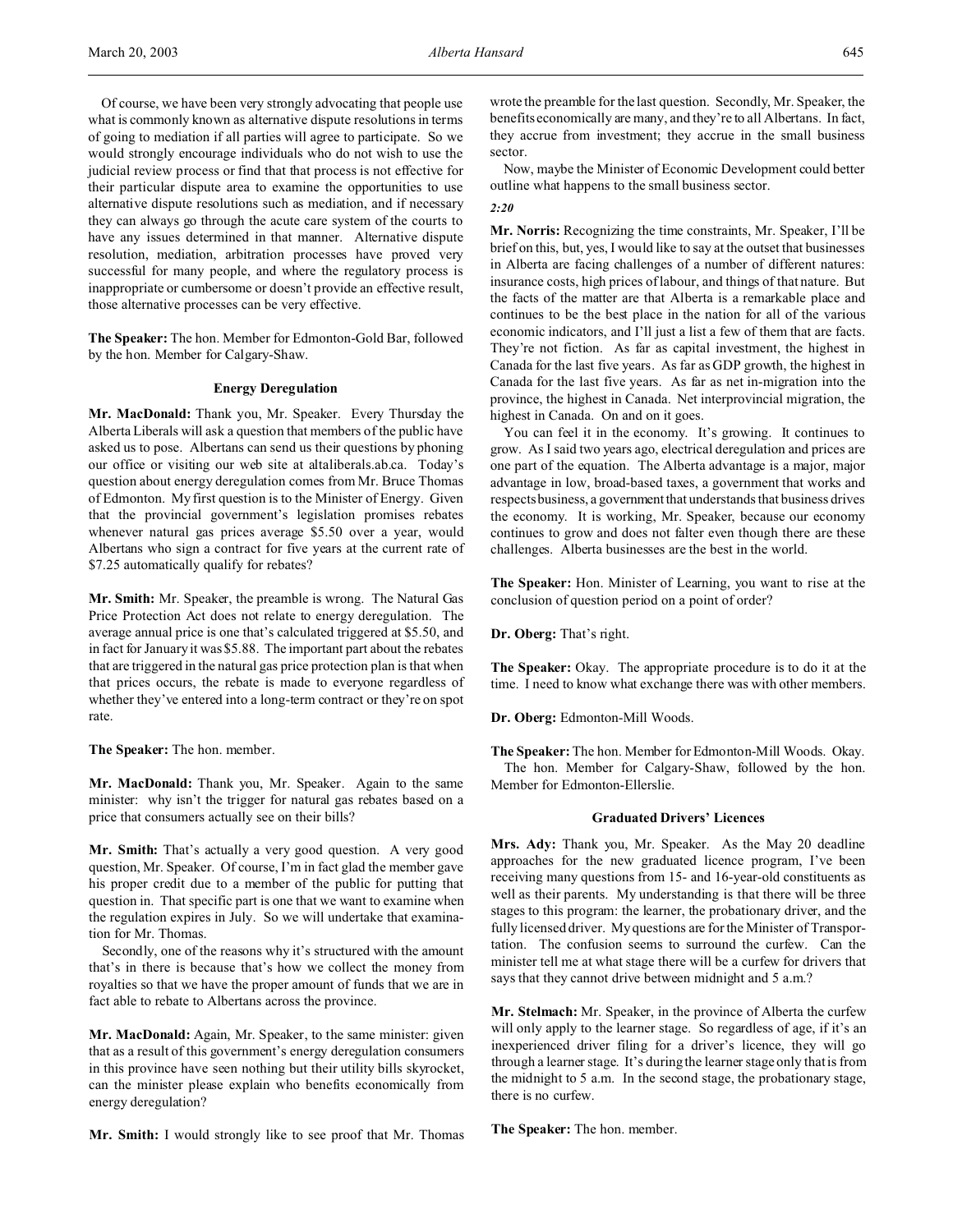Of course, we have been very strongly advocating that people use what is commonly known as alternative dispute resolutions in terms of going to mediation if all parties will agree to participate. So we would strongly encourage individuals who do not wish to use the judicial review process or find that that process is not effective for their particular dispute area to examine the opportunities to use alternative dispute resolutions such as mediation, and if necessary they can always go through the acute care system of the courts to have any issues determined in that manner. Alternative dispute resolution, mediation, arbitration processes have proved very successful for many people, and where the regulatory process is inappropriate or cumbersome or doesn't provide an effective result, those alternative processes can be very effective.

**The Speaker:** The hon. Member for Edmonton-Gold Bar, followed by the hon. Member for Calgary-Shaw.

### Energy Deregulation

**Mr. MacDonald:** Thank you, Mr. Speaker. Every Thursday the Alberta Liberals will ask a question that members of the public have asked us to pose. Albertans can send us their questions by phoning our office or visiting our web site at altaliberals.ab.ca. Today's question about energy deregulation comes from Mr. Bruce Thomas of Edmonton. My first question is to the Minister of Energy. Given that the provincial government's legislation promises rebates whenever natural gas prices average $5.50 over a year, would Albertans who sign a contract for five years at the current rate of $7.25 automatically qualify for rebates?

**Mr. Smith:** Mr. Speaker, the preamble is wrong. The Natural Gas Price Protection Act does not relate to energy deregulation. The average annual price is one that's calculated triggered at $5.50, and in fact for January it was $5.88. The important part about the rebates that are triggered in the natural gas price protection plan is that when that prices occurs, the rebate is made to everyone regardless of whether they've entered into a long-term contract or they're on spot rate.

**The Speaker:** The hon. member.

**Mr. MacDonald:** Thank you, Mr. Speaker. Again to the same minister: why isn't the trigger for natural gas rebates based on a price that consumers actually see on their bills?

**Mr. Smith:** That's actually a very good question. A very good question, Mr. Speaker. Of course, I'm in fact glad the member gave his proper credit due to a member of the public for putting that question in. That specific part is one that we want to examine when the regulation expires in July. So we will undertake that examination for Mr. Thomas.

Secondly, one of the reasons why it's structured with the amount that's in there is because that's how we collect the money from royalties so that we have the proper amount of funds that we are in fact able to rebate to Albertans across the province.

**Mr. MacDonald:** Again, Mr. Speaker, to the same minister: given that as a result of this government's energy deregulation consumers in this province have seen nothing but their utility bills skyrocket, can the minister please explain who benefits economically from energy deregulation?

**Mr. Smith:** I would strongly like to see proof that Mr. Thomas wrote the preamble for the last question. Secondly, Mr. Speaker, the benefits economically are many, and they're to all Albertans. In fact, they accrue from investment; they accrue in the small business sector.

Now, maybe the Minister of Economic Development could better outline what happens to the small business sector.

*2:20*

**Mr. Norris:** Recognizing the time constraints, Mr. Speaker, I'll be brief on this, but, yes, I would like to say at the outset that businesses in Alberta are facing challenges of a number of different natures: insurance costs, high prices of labour, and things of that nature. But the facts of the matter are that Alberta is a remarkable place and continues to be the best place in the nation for all of the various economic indicators, and I'll just a list a few of them that are facts. They're not fiction. As far as capital investment, the highest in Canada for the last five years. As far as GDP growth, the highest in Canada for the last five years. As far as net in-migration into the province, the highest in Canada. Net interprovincial migration, the highest in Canada. On and on it goes.

You can feel it in the economy. It's growing. It continues to grow. As I said two years ago, electrical deregulation and prices are one part of the equation. The Alberta advantage is a major, major advantage in low, broad-based taxes, a government that works and respects business, a government that understands that business drives the economy. It is working, Mr. Speaker, because our economy continues to grow and does not falter even though there are these challenges. Alberta businesses are the best in the world.

**The Speaker:** Hon. Minister of Learning, you want to rise at the conclusion of question period on a point of order?

**Dr. Oberg:** That's right.

**The Speaker:** Okay. The appropriate procedure is to do it at the time. I need to know what exchange there was with other members.

**Dr. Oberg:** Edmonton-Mill Woods.

**The Speaker:** The hon. Member for Edmonton-Mill Woods. Okay.

The hon. Member for Calgary-Shaw, followed by the hon. Member for Edmonton-Ellerslie.

### Graduated Drivers' Licences

**Mrs. Ady:** Thank you, Mr. Speaker. As the May 20 deadline approaches for the new graduated licence program, I've been receiving many questions from 15- and 16-year-old constituents as well as their parents. My understanding is that there will be three stages to this program: the learner, the probationary driver, and the fully licensed driver. My questions are for the Minister of Transportation. The confusion seems to surround the curfew. Can the minister tell me at what stage there will be a curfew for drivers that says that they cannot drive between midnight and 5 a.m.?

**Mr. Stelmach:** Mr. Speaker, in the province of Alberta the curfew will only apply to the learner stage. So regardless of age, if it's an inexperienced driver filing for a driver's licence, they will go through a learner stage. It's during the learner stage only that is from the midnight to 5 a.m. In the second stage, the probationary stage, there is no curfew.

**The Speaker:** The hon. member.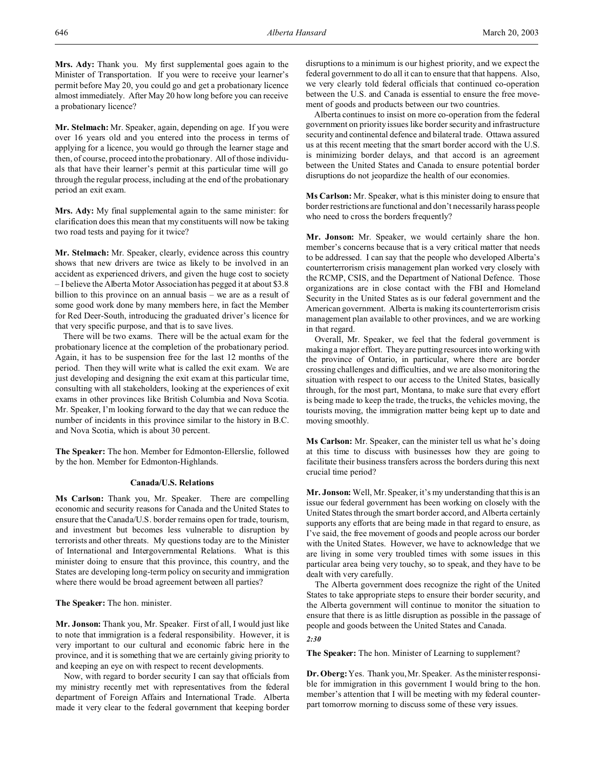**Mrs. Ady:** Thank you. My first supplemental goes again to the Minister of Transportation. If you were to receive your learner's permit before May 20, you could go and get a probationary licence almost immediately. After May 20 how long before you can receive a probationary licence?

**Mr. Stelmach:** Mr. Speaker, again, depending on age. If you were over 16 years old and you entered into the process in terms of applying for a licence, you would go through the learner stage and then, of course, proceed into the probationary. All of those individuals that have their learner's permit at this particular time will go through the regular process, including at the end of the probationary period an exit exam.

**Mrs. Ady:** My final supplemental again to the same minister: for clarification does this mean that my constituents will now be taking two road tests and paying for it twice?

**Mr. Stelmach:** Mr. Speaker, clearly, evidence across this country shows that new drivers are twice as likely to be involved in an accident as experienced drivers, and given the huge cost to society – I believe the Alberta Motor Association has pegged it at about $3.8 billion to this province on an annual basis – we are as a result of some good work done by many members here, in fact the Member for Red Deer-South, introducing the graduated driver's licence for that very specific purpose, and that is to save lives.

There will be two exams. There will be the actual exam for the probationary licence at the completion of the probationary period. Again, it has to be suspension free for the last 12 months of the period. Then they will write what is called the exit exam. We are just developing and designing the exit exam at this particular time, consulting with all stakeholders, looking at the experiences of exit exams in other provinces like British Columbia and Nova Scotia. Mr. Speaker, I'm looking forward to the day that we can reduce the number of incidents in this province similar to the history in B.C. and Nova Scotia, which is about 30 percent.

**The Speaker:** The hon. Member for Edmonton-Ellerslie, followed by the hon. Member for Edmonton-Highlands.

### Canada/U.S. Relations

**Ms Carlson:** Thank you, Mr. Speaker. There are compelling economic and security reasons for Canada and the United States to ensure that the Canada/U.S. border remains open for trade, tourism, and investment but becomes less vulnerable to disruption by terrorists and other threats. My questions today are to the Minister of International and Intergovernmental Relations. What is this minister doing to ensure that this province, this country, and the States are developing long-term policy on security and immigration where there would be broad agreement between all parties?

**The Speaker:** The hon. minister.

**Mr. Jonson:** Thank you, Mr. Speaker. First of all, I would just like to note that immigration is a federal responsibility. However, it is very important to our cultural and economic fabric here in the province, and it is something that we are certainly giving priority to and keeping an eye on with respect to recent developments.

Now, with regard to border security I can say that officials from my ministry recently met with representatives from the federal department of Foreign Affairs and International Trade. Alberta made it very clear to the federal government that keeping border disruptions to a minimum is our highest priority, and we expect the federal government to do all it can to ensure that that happens. Also, we very clearly told federal officials that continued co-operation between the U.S. and Canada is essential to ensure the free movement of goods and products between our two countries.

Alberta continues to insist on more co-operation from the federal government on priority issues like border security and infrastructure security and continental defence and bilateral trade. Ottawa assured us at this recent meeting that the smart border accord with the U.S. is minimizing border delays, and that accord is an agreement between the United States and Canada to ensure potential border disruptions do not jeopardize the health of our economies.

**Ms Carlson:** Mr. Speaker, what is this minister doing to ensure that border restrictions are functional and don't necessarily harass people who need to cross the borders frequently?

**Mr. Jonson:** Mr. Speaker, we would certainly share the hon. member's concerns because that is a very critical matter that needs to be addressed. I can say that the people who developed Alberta's counterterrorism crisis management plan worked very closely with the RCMP, CSIS, and the Department of National Defence. Those organizations are in close contact with the FBI and Homeland Security in the United States as is our federal government and the American government. Alberta is making its counterterrorism crisis management plan available to other provinces, and we are working in that regard.

Overall, Mr. Speaker, we feel that the federal government is making a major effort. They are putting resources into working with the province of Ontario, in particular, where there are border crossing challenges and difficulties, and we are also monitoring the situation with respect to our access to the United States, basically through, for the most part, Montana, to make sure that every effort is being made to keep the trade, the trucks, the vehicles moving, the tourists moving, the immigration matter being kept up to date and moving smoothly.

**Ms Carlson:** Mr. Speaker, can the minister tell us what he's doing at this time to discuss with businesses how they are going to facilitate their business transfers across the borders during this next crucial time period?

**Mr. Jonson:** Well, Mr. Speaker, it's my understanding that this is an issue our federal government has been working on closely with the United States through the smart border accord, and Alberta certainly supports any efforts that are being made in that regard to ensure, as I've said, the free movement of goods and people across our border with the United States. However, we have to acknowledge that we are living in some very troubled times with some issues in this particular area being very touchy, so to speak, and they have to be dealt with very carefully.

The Alberta government does recognize the right of the United States to take appropriate steps to ensure their border security, and the Alberta government will continue to monitor the situation to ensure that there is as little disruption as possible in the passage of people and goods between the United States and Canada.

*2:30*

**The Speaker:** The hon. Minister of Learning to supplement?

**Dr. Oberg:** Yes. Thank you, Mr. Speaker. As the minister responsible for immigration in this government I would bring to the hon. member's attention that I will be meeting with my federal counterpart tomorrow morning to discuss some of these very issues.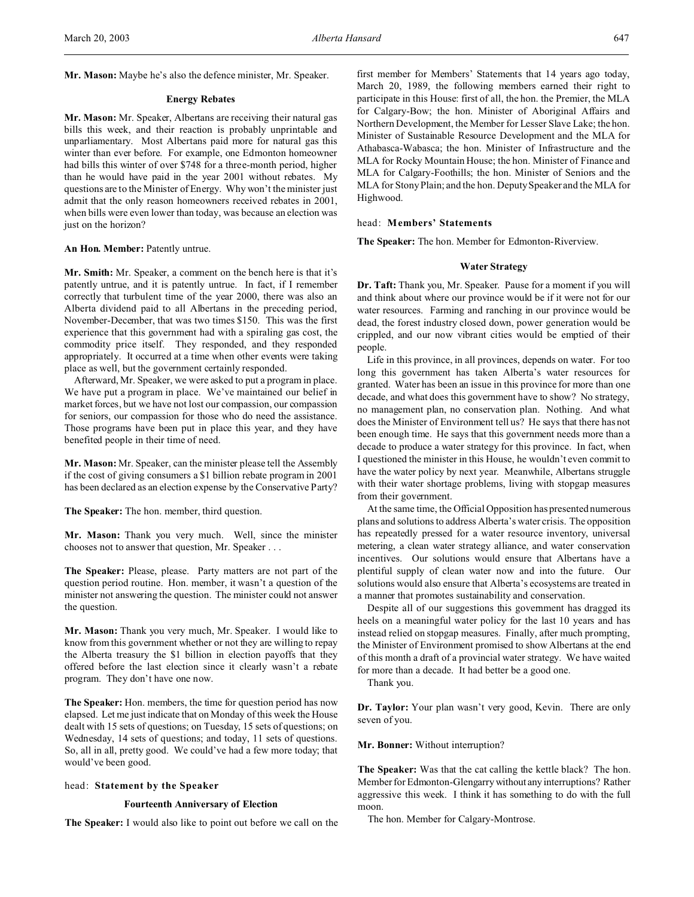**Mr. Mason:** Maybe he's also the defence minister, Mr. Speaker.

### Energy Rebates

**Mr. Mason:** Mr. Speaker, Albertans are receiving their natural gas bills this week, and their reaction is probably unprintable and unparliamentary. Most Albertans paid more for natural gas this winter than ever before. For example, one Edmonton homeowner had bills this winter of over $748 for a three-month period, higher than he would have paid in the year 2001 without rebates. My questions are to the Minister of Energy. Why won't the minister just admit that the only reason homeowners received rebates in 2001, when bills were even lower than today, was because an election was just on the horizon?

**An Hon. Member:** Patently untrue.

**Mr. Smith:** Mr. Speaker, a comment on the bench here is that it's patently untrue, and it is patently untrue. In fact, if I remember correctly that turbulent time of the year 2000, there was also an Alberta dividend paid to all Albertans in the preceding period, November-December, that was two times $150. This was the first experience that this government had with a spiraling gas cost, the commodity price itself. They responded, and they responded appropriately. It occurred at a time when other events were taking place as well, but the government certainly responded.

Afterward, Mr. Speaker, we were asked to put a program in place. We have put a program in place. We've maintained our belief in market forces, but we have not lost our compassion, our compassion for seniors, our compassion for those who do need the assistance. Those programs have been put in place this year, and they have benefited people in their time of need.

**Mr. Mason:** Mr. Speaker, can the minister please tell the Assembly if the cost of giving consumers a $1 billion rebate program in 2001 has been declared as an election expense by the Conservative Party?

**The Speaker:** The hon. member, third question.

**Mr. Mason:** Thank you very much. Well, since the minister chooses not to answer that question, Mr. Speaker . . .

**The Speaker:** Please, please. Party matters are not part of the question period routine. Hon. member, it wasn't a question of the minister not answering the question. The minister could not answer the question.

**Mr. Mason:** Thank you very much, Mr. Speaker. I would like to know from this government whether or not they are willing to repay the Alberta treasury the $1 billion in election payoffs that they offered before the last election since it clearly wasn't a rebate program. They don't have one now.

**The Speaker:** Hon. members, the time for question period has now elapsed. Let me just indicate that on Monday of this week the House dealt with 15 sets of questions; on Tuesday, 15 sets of questions; on Wednesday, 14 sets of questions; and today, 11 sets of questions. So, all in all, pretty good. We could've had a few more today; that would've been good.

head: **Statement by the Speaker**

### Fourteenth Anniversary of Election

**The Speaker:** I would also like to point out before we call on the first member for Members' Statements that 14 years ago today, March 20, 1989, the following members earned their right to participate in this House: first of all, the hon. the Premier, the MLA for Calgary-Bow; the hon. Minister of Aboriginal Affairs and Northern Development, the Member for Lesser Slave Lake; the hon. Minister of Sustainable Resource Development and the MLA for Athabasca-Wabasca; the hon. Minister of Infrastructure and the MLA for Rocky Mountain House; the hon. Minister of Finance and MLA for Calgary-Foothills; the hon. Minister of Seniors and the MLA for Stony Plain; and the hon. Deputy Speaker and the MLA for Highwood.

head: **Members' Statements**

**The Speaker:** The hon. Member for Edmonton-Riverview.

### Water Strategy

**Dr. Taft:** Thank you, Mr. Speaker. Pause for a moment if you will and think about where our province would be if it were not for our water resources. Farming and ranching in our province would be dead, the forest industry closed down, power generation would be crippled, and our now vibrant cities would be emptied of their people.

Life in this province, in all provinces, depends on water. For too long this government has taken Alberta's water resources for granted. Water has been an issue in this province for more than one decade, and what does this government have to show? No strategy, no management plan, no conservation plan. Nothing. And what does the Minister of Environment tell us? He says that there has not been enough time. He says that this government needs more than a decade to produce a water strategy for this province. In fact, when I questioned the minister in this House, he wouldn't even commit to have the water policy by next year. Meanwhile, Albertans struggle with their water shortage problems, living with stopgap measures from their government.

At the same time, the Official Opposition has presented numerous plans and solutions to address Alberta's water crisis. The opposition has repeatedly pressed for a water resource inventory, universal metering, a clean water strategy alliance, and water conservation incentives. Our solutions would ensure that Albertans have a plentiful supply of clean water now and into the future. Our solutions would also ensure that Alberta's ecosystems are treated in a manner that promotes sustainability and conservation.

Despite all of our suggestions this government has dragged its heels on a meaningful water policy for the last 10 years and has instead relied on stopgap measures. Finally, after much prompting, the Minister of Environment promised to show Albertans at the end of this month a draft of a provincial water strategy. We have waited for more than a decade. It had better be a good one.

Thank you.

**Dr. Taylor:** Your plan wasn't very good, Kevin. There are only seven of you.

**Mr. Bonner:** Without interruption?

**The Speaker:** Was that the cat calling the kettle black? The hon. Member for Edmonton-Glengarry without any interruptions? Rather aggressive this week. I think it has something to do with the full moon.

The hon. Member for Calgary-Montrose.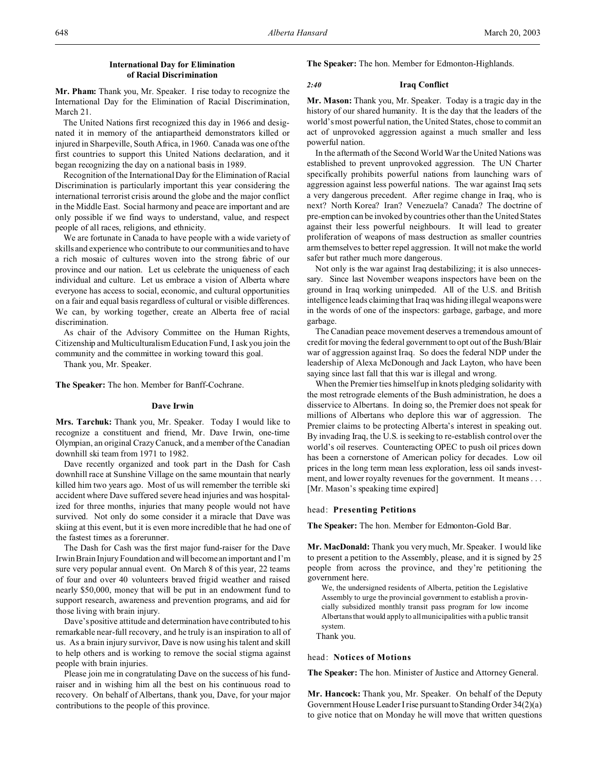### International Day for Elimination of Racial Discrimination

**Mr. Pham:** Thank you, Mr. Speaker. I rise today to recognize the International Day for the Elimination of Racial Discrimination, March 21.

The United Nations first recognized this day in 1966 and designated it in memory of the antiapartheid demonstrators killed or injured in Sharpeville, South Africa, in 1960. Canada was one of the first countries to support this United Nations declaration, and it began recognizing the day on a national basis in 1989.

Recognition of the International Day for the Elimination of Racial Discrimination is particularly important this year considering the international terrorist crisis around the globe and the major conflict in the Middle East. Social harmony and peace are important and are only possible if we find ways to understand, value, and respect people of all races, religions, and ethnicity.

We are fortunate in Canada to have people with a wide variety of skills and experience who contribute to our communities and to have a rich mosaic of cultures woven into the strong fabric of our province and our nation. Let us celebrate the uniqueness of each individual and culture. Let us embrace a vision of Alberta where everyone has access to social, economic, and cultural opportunities on a fair and equal basis regardless of cultural or visible differences. We can, by working together, create an Alberta free of racial discrimination.

As chair of the Advisory Committee on the Human Rights, Citizenship and Multiculturalism Education Fund, I ask you join the community and the committee in working toward this goal.

Thank you, Mr. Speaker.

**The Speaker:** The hon. Member for Banff-Cochrane.

### Dave Irwin

**Mrs. Tarchuk:** Thank you, Mr. Speaker. Today I would like to recognize a constituent and friend, Mr. Dave Irwin, one-time Olympian, an original Crazy Canuck, and a member of the Canadian downhill ski team from 1971 to 1982.

Dave recently organized and took part in the Dash for Cash downhill race at Sunshine Village on the same mountain that nearly killed him two years ago. Most of us will remember the terrible ski accident where Dave suffered severe head injuries and was hospitalized for three months, injuries that many people would not have survived. Not only do some consider it a miracle that Dave was skiing at this event, but it is even more incredible that he had one of the fastest times as a forerunner.

The Dash for Cash was the first major fund-raiser for the Dave Irwin Brain Injury Foundation and will become an important and I'm sure very popular annual event. On March 8 of this year, 22 teams of four and over 40 volunteers braved frigid weather and raised nearly $50,000, money that will be put in an endowment fund to support research, awareness and prevention programs, and aid for those living with brain injury.

Dave's positive attitude and determination have contributed to his remarkable near-full recovery, and he truly is an inspiration to all of us. As a brain injury survivor, Dave is now using his talent and skill to help others and is working to remove the social stigma against people with brain injuries.

Please join me in congratulating Dave on the success of his fund-raiser and in wishing him all the best on his continuous road to recovery. On behalf of Albertans, thank you, Dave, for your major contributions to the people of this province.

**The Speaker:** The hon. Member for Edmonton-Highlands.

### *2:40* Iraq Conflict

**Mr. Mason:** Thank you, Mr. Speaker. Today is a tragic day in the history of our shared humanity. It is the day that the leaders of the world's most powerful nation, the United States, chose to commit an act of unprovoked aggression against a much smaller and less powerful nation.

In the aftermath of the Second World War the United Nations was established to prevent unprovoked aggression. The UN Charter specifically prohibits powerful nations from launching wars of aggression against less powerful nations. The war against Iraq sets a very dangerous precedent. After regime change in Iraq, who is next? North Korea? Iran? Venezuela? Canada? The doctrine of pre-emption can be invoked by countries other than the United States against their less powerful neighbours. It will lead to greater proliferation of weapons of mass destruction as smaller countries arm themselves to better repel aggression. It will not make the world safer but rather much more dangerous.

Not only is the war against Iraq destabilizing; it is also unnecessary. Since last November weapons inspectors have been on the ground in Iraq working unimpeded. All of the U.S. and British intelligence leads claiming that Iraq was hiding illegal weapons were in the words of one of the inspectors: garbage, garbage, and more garbage.

The Canadian peace movement deserves a tremendous amount of credit for moving the federal government to opt out of the Bush/Blair war of aggression against Iraq. So does the federal NDP under the leadership of Alexa McDonough and Jack Layton, who have been saying since last fall that this war is illegal and wrong.

When the Premier ties himself up in knots pledging solidarity with the most retrograde elements of the Bush administration, he does a disservice to Albertans. In doing so, the Premier does not speak for millions of Albertans who deplore this war of aggression. The Premier claims to be protecting Alberta's interest in speaking out. By invading Iraq, the U.S. is seeking to re-establish control over the world's oil reserves. Counteracting OPEC to push oil prices down has been a cornerstone of American policy for decades. Low oil prices in the long term mean less exploration, less oil sands investment, and lower royalty revenues for the government. It means . . . [Mr. Mason's speaking time expired]

## head: **Presenting Petitions**

**The Speaker:** The hon. Member for Edmonton-Gold Bar.

**Mr. MacDonald:** Thank you very much, Mr. Speaker. I would like to present a petition to the Assembly, please, and it is signed by 25 people from across the province, and they're petitioning the government here.

> We, the undersigned residents of Alberta, petition the Legislative Assembly to urge the provincial government to establish a provincially subsidized monthly transit pass program for low income Albertans that would apply to all municipalities with a public transit system.

Thank you.

## head: **Notices of Motions**

**The Speaker:** The hon. Minister of Justice and Attorney General.

**Mr. Hancock:** Thank you, Mr. Speaker. On behalf of the Deputy Government House Leader I rise pursuant to Standing Order 34(2)(a) to give notice that on Monday he will move that written questions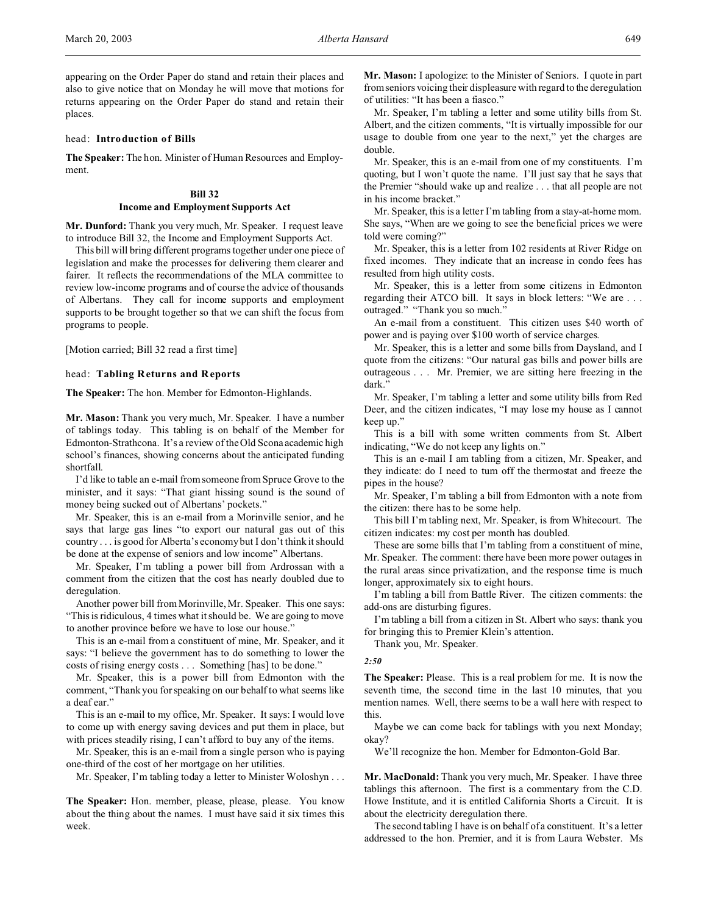appearing on the Order Paper do stand and retain their places and also to give notice that on Monday he will move that motions for returns appearing on the Order Paper do stand and retain their places.

head: **Introduction of Bills**

**The Speaker:** The hon. Minister of Human Resources and Employment.

### Bill 32
### Income and Employment Supports Act

**Mr. Dunford:** Thank you very much, Mr. Speaker. I request leave to introduce Bill 32, the Income and Employment Supports Act.

This bill will bring different programs together under one piece of legislation and make the processes for delivering them clearer and fairer. It reflects the recommendations of the MLA committee to review low-income programs and of course the advice of thousands of Albertans. They call for income supports and employment supports to be brought together so that we can shift the focus from programs to people.

[Motion carried; Bill 32 read a first time]

head: **Tabling Returns and Reports**

**The Speaker:** The hon. Member for Edmonton-Highlands.

**Mr. Mason:** Thank you very much, Mr. Speaker. I have a number of tablings today. This tabling is on behalf of the Member for Edmonton-Strathcona. It's a review of the Old Scona academic high school's finances, showing concerns about the anticipated funding shortfall.

I'd like to table an e-mail from someone from Spruce Grove to the minister, and it says: "That giant hissing sound is the sound of money being sucked out of Albertans' pockets."

Mr. Speaker, this is an e-mail from a Morinville senior, and he says that large gas lines "to export our natural gas out of this country . . . is good for Alberta's economy but I don't think it should be done at the expense of seniors and low income" Albertans.

Mr. Speaker, I'm tabling a power bill from Ardrossan with a comment from the citizen that the cost has nearly doubled due to deregulation.

Another power bill from Morinville, Mr. Speaker. This one says: "This is ridiculous, 4 times what it should be. We are going to move to another province before we have to lose our house."

This is an e-mail from a constituent of mine, Mr. Speaker, and it says: "I believe the government has to do something to lower the costs of rising energy costs . . . Something [has] to be done."

Mr. Speaker, this is a power bill from Edmonton with the comment, "Thank you for speaking on our behalf to what seems like a deaf ear."

This is an e-mail to my office, Mr. Speaker. It says: I would love to come up with energy saving devices and put them in place, but with prices steadily rising, I can't afford to buy any of the items.

Mr. Speaker, this is an e-mail from a single person who is paying one-third of the cost of her mortgage on her utilities.

Mr. Speaker, I'm tabling today a letter to Minister Woloshyn . . .

**The Speaker:** Hon. member, please, please, please. You know about the thing about the names. I must have said it six times this week.

**Mr. Mason:** I apologize: to the Minister of Seniors. I quote in part from seniors voicing their displeasure with regard to the deregulation of utilities: "It has been a fiasco."

Mr. Speaker, I'm tabling a letter and some utility bills from St. Albert, and the citizen comments, "It is virtually impossible for our usage to double from one year to the next," yet the charges are double.

Mr. Speaker, this is an e-mail from one of my constituents. I'm quoting, but I won't quote the name. I'll just say that he says that the Premier "should wake up and realize . . . that all people are not in his income bracket."

Mr. Speaker, this is a letter I'm tabling from a stay-at-home mom. She says, "When are we going to see the beneficial prices we were told were coming?"

Mr. Speaker, this is a letter from 102 residents at River Ridge on fixed incomes. They indicate that an increase in condo fees has resulted from high utility costs.

Mr. Speaker, this is a letter from some citizens in Edmonton regarding their ATCO bill. It says in block letters: "We are . . . outraged." "Thank you so much."

An e-mail from a constituent. This citizen uses $40 worth of power and is paying over $100 worth of service charges.

Mr. Speaker, this is a letter and some bills from Daysland, and I quote from the citizens: "Our natural gas bills and power bills are outrageous . . . Mr. Premier, we are sitting here freezing in the dark."

Mr. Speaker, I'm tabling a letter and some utility bills from Red Deer, and the citizen indicates, "I may lose my house as I cannot keep up."

This is a bill with some written comments from St. Albert indicating, "We do not keep any lights on."

This is an e-mail I am tabling from a citizen, Mr. Speaker, and they indicate: do I need to turn off the thermostat and freeze the pipes in the house?

Mr. Speaker, I'm tabling a bill from Edmonton with a note from the citizen: there has to be some help.

This bill I'm tabling next, Mr. Speaker, is from Whitecourt. The citizen indicates: my cost per month has doubled.

These are some bills that I'm tabling from a constituent of mine, Mr. Speaker. The comment: there have been more power outages in the rural areas since privatization, and the response time is much longer, approximately six to eight hours.

I'm tabling a bill from Battle River. The citizen comments: the add-ons are disturbing figures.

I'm tabling a bill from a citizen in St. Albert who says: thank you for bringing this to Premier Klein's attention.

Thank you, Mr. Speaker.

*2:50*

**The Speaker:** Please. This is a real problem for me. It is now the seventh time, the second time in the last 10 minutes, that you mention names. Well, there seems to be a wall here with respect to this.

Maybe we can come back for tablings with you next Monday; okay?

We'll recognize the hon. Member for Edmonton-Gold Bar.

**Mr. MacDonald:** Thank you very much, Mr. Speaker. I have three tablings this afternoon. The first is a commentary from the C.D. Howe Institute, and it is entitled California Shorts a Circuit. It is about the electricity deregulation there.

The second tabling I have is on behalf of a constituent. It's a letter addressed to the hon. Premier, and it is from Laura Webster. Ms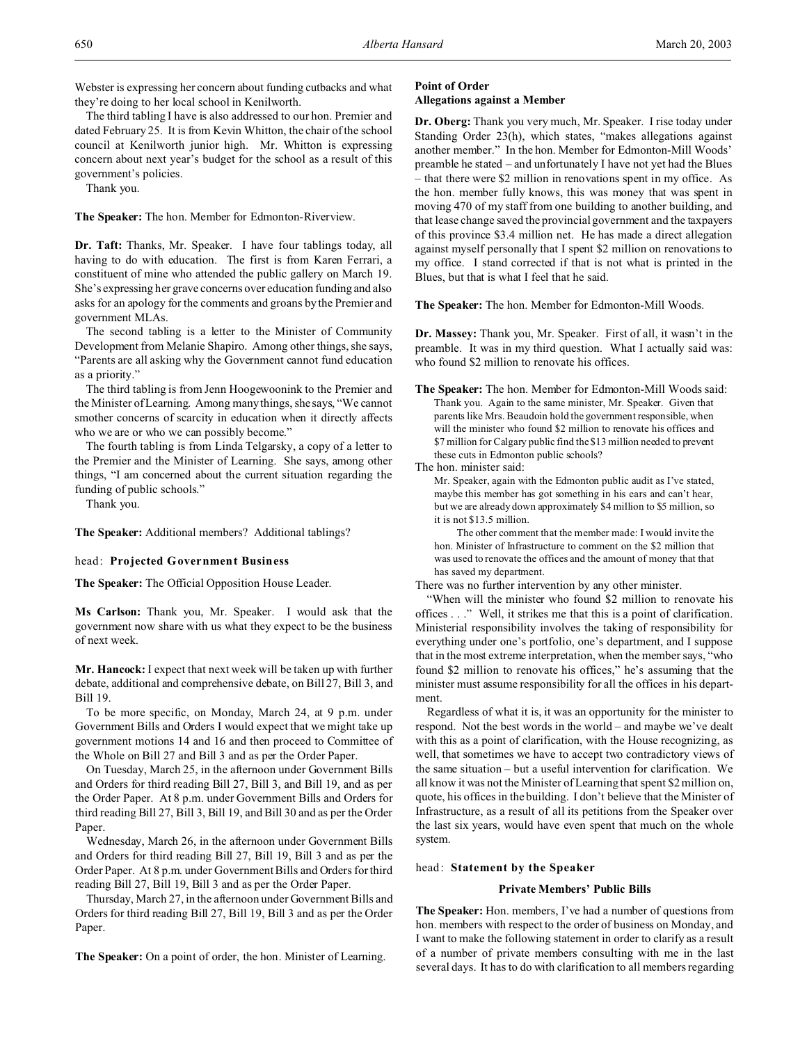Webster is expressing her concern about funding cutbacks and what they're doing to her local school in Kenilworth.

The third tabling I have is also addressed to our hon. Premier and dated February 25. It is from Kevin Whitton, the chair of the school council at Kenilworth junior high. Mr. Whitton is expressing concern about next year's budget for the school as a result of this government's policies.

Thank you.

**The Speaker:** The hon. Member for Edmonton-Riverview.

**Dr. Taft:** Thanks, Mr. Speaker. I have four tablings today, all having to do with education. The first is from Karen Ferrari, a constituent of mine who attended the public gallery on March 19. She's expressing her grave concerns over education funding and also asks for an apology for the comments and groans by the Premier and government MLAs.

The second tabling is a letter to the Minister of Community Development from Melanie Shapiro. Among other things, she says, "Parents are all asking why the Government cannot fund education as a priority."

The third tabling is from Jenn Hoogewoonink to the Premier and the Minister of Learning. Among many things, she says, "We cannot smother concerns of scarcity in education when it directly affects who we are or who we can possibly become."

The fourth tabling is from Linda Telgarsky, a copy of a letter to the Premier and the Minister of Learning. She says, among other things, "I am concerned about the current situation regarding the funding of public schools."

Thank you.

**The Speaker:** Additional members? Additional tablings?

head: **Projected Government Business**

**The Speaker:** The Official Opposition House Leader.

**Ms Carlson:** Thank you, Mr. Speaker. I would ask that the government now share with us what they expect to be the business of next week.

**Mr. Hancock:** I expect that next week will be taken up with further debate, additional and comprehensive debate, on Bill 27, Bill 3, and Bill 19.

To be more specific, on Monday, March 24, at 9 p.m. under Government Bills and Orders I would expect that we might take up government motions 14 and 16 and then proceed to Committee of the Whole on Bill 27 and Bill 3 and as per the Order Paper.

On Tuesday, March 25, in the afternoon under Government Bills and Orders for third reading Bill 27, Bill 3, and Bill 19, and as per the Order Paper. At 8 p.m. under Government Bills and Orders for third reading Bill 27, Bill 3, Bill 19, and Bill 30 and as per the Order Paper.

Wednesday, March 26, in the afternoon under Government Bills and Orders for third reading Bill 27, Bill 19, Bill 3 and as per the Order Paper. At 8 p.m. under Government Bills and Orders for third reading Bill 27, Bill 19, Bill 3 and as per the Order Paper.

Thursday, March 27, in the afternoon under Government Bills and Orders for third reading Bill 27, Bill 19, Bill 3 and as per the Order Paper.

**The Speaker:** On a point of order, the hon. Minister of Learning.

### Point of Order
### Allegations against a Member

**Dr. Oberg:** Thank you very much, Mr. Speaker. I rise today under Standing Order 23(h), which states, "makes allegations against another member." In the hon. Member for Edmonton-Mill Woods' preamble he stated – and unfortunately I have not yet had the Blues – that there were $2 million in renovations spent in my office. As the hon. member fully knows, this was money that was spent in moving 470 of my staff from one building to another building, and that lease change saved the provincial government and the taxpayers of this province $3.4 million net. He has made a direct allegation against myself personally that I spent $2 million on renovations to my office. I stand corrected if that is not what is printed in the Blues, but that is what I feel that he said.

**The Speaker:** The hon. Member for Edmonton-Mill Woods.

**Dr. Massey:** Thank you, Mr. Speaker. First of all, it wasn't in the preamble. It was in my third question. What I actually said was: who found $2 million to renovate his offices.

**The Speaker:** The hon. Member for Edmonton-Mill Woods said:

> Thank you. Again to the same minister, Mr. Speaker. Given that parents like Mrs. Beaudoin hold the government responsible, when will the minister who found $2 million to renovate his offices and $7 million for Calgary public find the $13 million needed to prevent these cuts in Edmonton public schools?

The hon. minister said:

> Mr. Speaker, again with the Edmonton public audit as I've stated, maybe this member has got something in his ears and can't hear, but we are already down approximately $4 million to $5 million, so it is not $13.5 million.
>
> The other comment that the member made: I would invite the hon. Minister of Infrastructure to comment on the $2 million that was used to renovate the offices and the amount of money that that has saved my department.

There was no further intervention by any other minister.

"When will the minister who found $2 million to renovate his offices . . ." Well, it strikes me that this is a point of clarification. Ministerial responsibility involves the taking of responsibility for everything under one's portfolio, one's department, and I suppose that in the most extreme interpretation, when the member says, "who found $2 million to renovate his offices," he's assuming that the minister must assume responsibility for all the offices in his department.

Regardless of what it is, it was an opportunity for the minister to respond. Not the best words in the world – and maybe we've dealt with this as a point of clarification, with the House recognizing, as well, that sometimes we have to accept two contradictory views of the same situation – but a useful intervention for clarification. We all know it was not the Minister of Learning that spent $2 million on, quote, his offices in the building. I don't believe that the Minister of Infrastructure, as a result of all its petitions from the Speaker over the last six years, would have even spent that much on the whole system.

head: **Statement by the Speaker**

### Private Members' Public Bills

**The Speaker:** Hon. members, I've had a number of questions from hon. members with respect to the order of business on Monday, and I want to make the following statement in order to clarify as a result of a number of private members consulting with me in the last several days. It has to do with clarification to all members regarding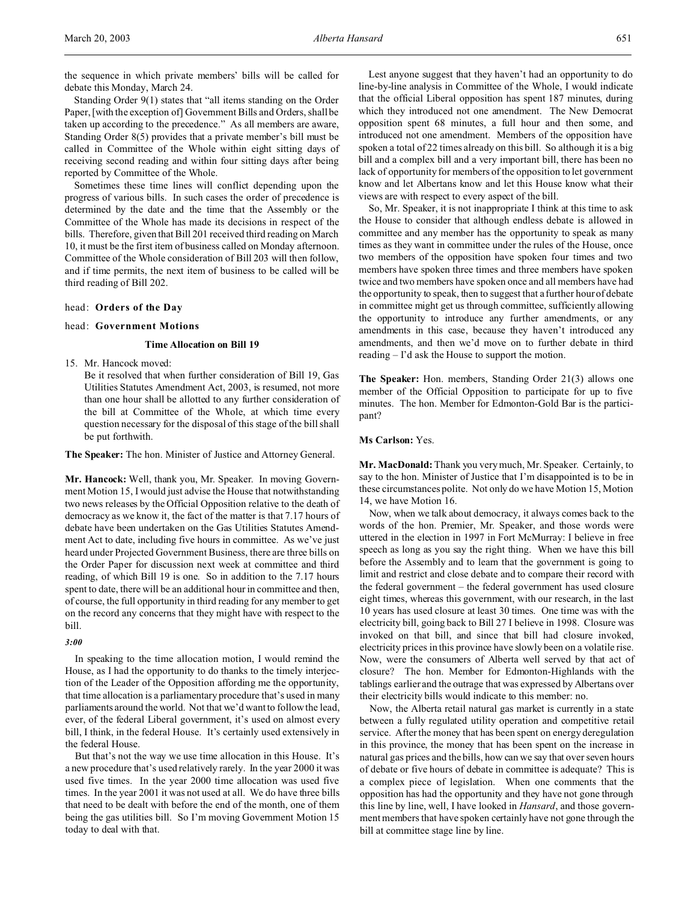the sequence in which private members' bills will be called for debate this Monday, March 24.

Standing Order 9(1) states that "all items standing on the Order Paper, [with the exception of] Government Bills and Orders, shall be taken up according to the precedence." As all members are aware, Standing Order 8(5) provides that a private member's bill must be called in Committee of the Whole within eight sitting days of receiving second reading and within four sitting days after being reported by Committee of the Whole.

Sometimes these time lines will conflict depending upon the progress of various bills. In such cases the order of precedence is determined by the date and the time that the Assembly or the Committee of the Whole has made its decisions in respect of the bills. Therefore, given that Bill 201 received third reading on March 10, it must be the first item of business called on Monday afternoon. Committee of the Whole consideration of Bill 203 will then follow, and if time permits, the next item of business to be called will be third reading of Bill 202.

head: **Orders of the Day**

head: **Government Motions**

### Time Allocation on Bill 19

15. Mr. Hancock moved:

    Be it resolved that when further consideration of Bill 19, Gas Utilities Statutes Amendment Act, 2003, is resumed, not more than one hour shall be allotted to any further consideration of the bill at Committee of the Whole, at which time every question necessary for the disposal of this stage of the bill shall be put forthwith.

**The Speaker:** The hon. Minister of Justice and Attorney General.

**Mr. Hancock:** Well, thank you, Mr. Speaker. In moving Government Motion 15, I would just advise the House that notwithstanding two news releases by the Official Opposition relative to the death of democracy as we know it, the fact of the matter is that 7.17 hours of debate have been undertaken on the Gas Utilities Statutes Amendment Act to date, including five hours in committee. As we've just heard under Projected Government Business, there are three bills on the Order Paper for discussion next week at committee and third reading, of which Bill 19 is one. So in addition to the 7.17 hours spent to date, there will be an additional hour in committee and then, of course, the full opportunity in third reading for any member to get on the record any concerns that they might have with respect to the bill.

*3:00*

In speaking to the time allocation motion, I would remind the House, as I had the opportunity to do thanks to the timely interjection of the Leader of the Opposition affording me the opportunity, that time allocation is a parliamentary procedure that's used in many parliaments around the world. Not that we'd want to follow the lead, ever, of the federal Liberal government, it's used on almost every bill, I think, in the federal House. It's certainly used extensively in the federal House.

But that's not the way we use time allocation in this House. It's a new procedure that's used relatively rarely. In the year 2000 it was used five times. In the year 2000 time allocation was used five times. In the year 2001 it was not used at all. We do have three bills that need to be dealt with before the end of the month, one of them being the gas utilities bill. So I'm moving Government Motion 15 today to deal with that.

Lest anyone suggest that they haven't had an opportunity to do line-by-line analysis in Committee of the Whole, I would indicate that the official Liberal opposition has spent 187 minutes, during which they introduced not one amendment. The New Democrat opposition spent 68 minutes, a full hour and then some, and introduced not one amendment. Members of the opposition have spoken a total of 22 times already on this bill. So although it is a big bill and a complex bill and a very important bill, there has been no lack of opportunity for members of the opposition to let government know and let Albertans know and let this House know what their views are with respect to every aspect of the bill.

So, Mr. Speaker, it is not inappropriate I think at this time to ask the House to consider that although endless debate is allowed in committee and any member has the opportunity to speak as many times as they want in committee under the rules of the House, once two members of the opposition have spoken four times and two members have spoken three times and three members have spoken twice and two members have spoken once and all members have had the opportunity to speak, then to suggest that a further hour of debate in committee might get us through committee, sufficiently allowing the opportunity to introduce any further amendments, or any amendments in this case, because they haven't introduced any amendments, and then we'd move on to further debate in third reading – I'd ask the House to support the motion.

**The Speaker:** Hon. members, Standing Order 21(3) allows one member of the Official Opposition to participate for up to five minutes. The hon. Member for Edmonton-Gold Bar is the participant?

**Ms Carlson:** Yes.

**Mr. MacDonald:** Thank you very much, Mr. Speaker. Certainly, to say to the hon. Minister of Justice that I'm disappointed is to be in these circumstances polite. Not only do we have Motion 15, Motion 14, we have Motion 16.

Now, when we talk about democracy, it always comes back to the words of the hon. Premier, Mr. Speaker, and those words were uttered in the election in 1997 in Fort McMurray: I believe in free speech as long as you say the right thing. When we have this bill before the Assembly and to learn that the government is going to limit and restrict and close debate and to compare their record with the federal government – the federal government has used closure eight times, whereas this government, with our research, in the last 10 years has used closure at least 30 times. One time was with the electricity bill, going back to Bill 27 I believe in 1998. Closure was invoked on that bill, and since that bill had closure invoked, electricity prices in this province have slowly been on a volatile rise. Now, were the consumers of Alberta well served by that act of closure? The hon. Member for Edmonton-Highlands with the tablings earlier and the outrage that was expressed by Albertans over their electricity bills would indicate to this member: no.

Now, the Alberta retail natural gas market is currently in a state between a fully regulated utility operation and competitive retail service. After the money that has been spent on energy deregulation in this province, the money that has been spent on the increase in natural gas prices and the bills, how can we say that over seven hours of debate or five hours of debate in committee is adequate? This is a complex piece of legislation. When one comments that the opposition has had the opportunity and they have not gone through this line by line, well, I have looked in *Hansard*, and those government members that have spoken certainly have not gone through the bill at committee stage line by line.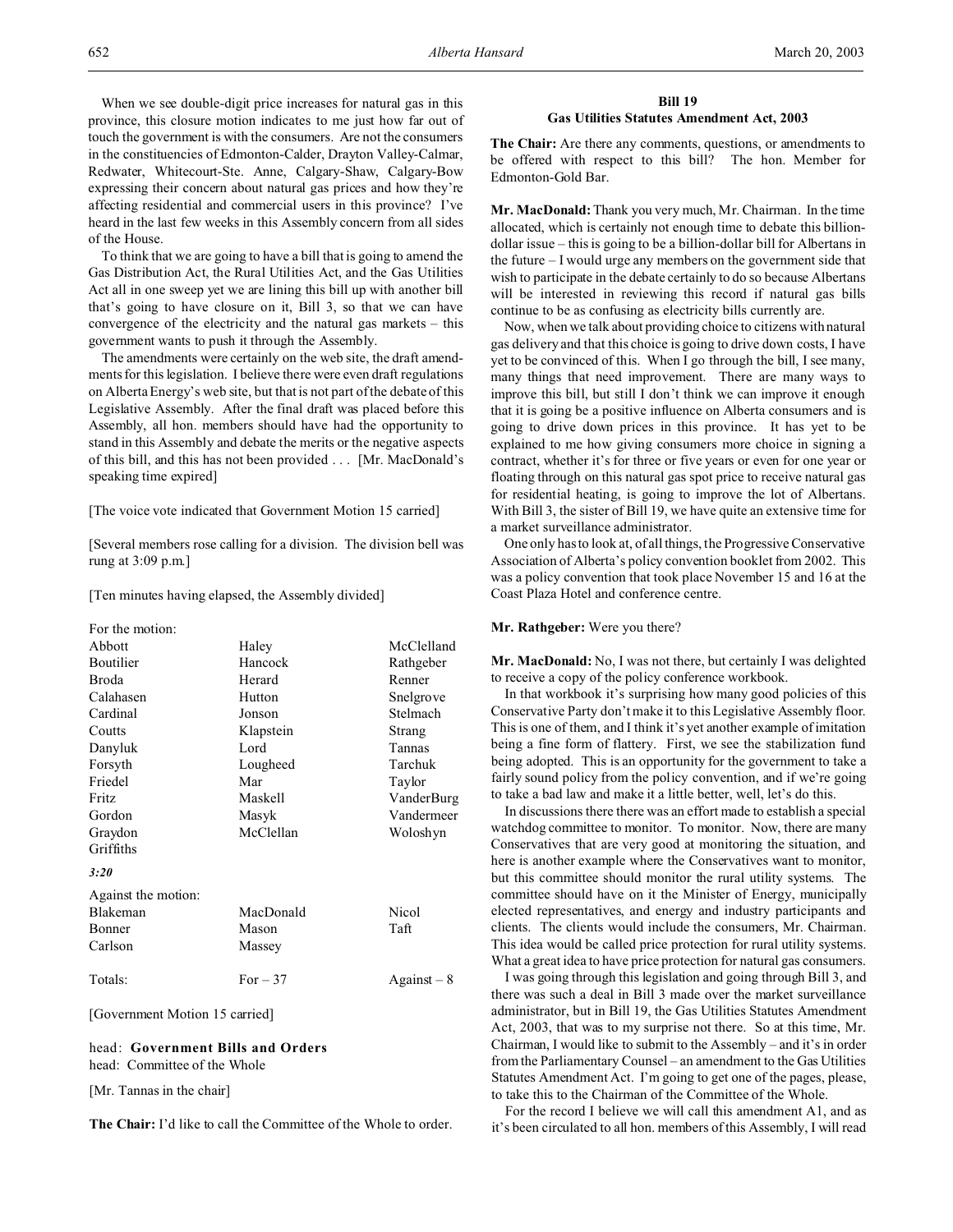When we see double-digit price increases for natural gas in this province, this closure motion indicates to me just how far out of touch the government is with the consumers. Are not the consumers in the constituencies of Edmonton-Calder, Drayton Valley-Calmar, Redwater, Whitecourt-Ste. Anne, Calgary-Shaw, Calgary-Bow expressing their concern about natural gas prices and how they're affecting residential and commercial users in this province? I've heard in the last few weeks in this Assembly concern from all sides of the House.

To think that we are going to have a bill that is going to amend the Gas Distribution Act, the Rural Utilities Act, and the Gas Utilities Act all in one sweep yet we are lining this bill up with another bill that's going to have closure on it, Bill 3, so that we can have convergence of the electricity and the natural gas markets – this government wants to push it through the Assembly.

The amendments were certainly on the web site, the draft amendments for this legislation. I believe there were even draft regulations on Alberta Energy's web site, but that is not part of the debate of this Legislative Assembly. After the final draft was placed before this Assembly, all hon. members should have had the opportunity to stand in this Assembly and debate the merits or the negative aspects of this bill, and this has not been provided . . . [Mr. MacDonald's speaking time expired]

[The voice vote indicated that Government Motion 15 carried]

[Several members rose calling for a division. The division bell was rung at 3:09 p.m.]

[Ten minutes having elapsed, the Assembly divided]

For the motion:

| | | |
|---|---|---|
| Abbott | Haley | McClelland |
| Boutilier | Hancock | Rathgeber |
| Broda | Herard | Renner |
| Calahasen | Hutton | Snelgrove |
| Cardinal | Jonson | Stelmach |
| Coutts | Klapstein | Strang |
| Danyluk | Lord | Tannas |
| Forsyth | Lougheed | Tarchuk |
| Friedel | Mar | Taylor |
| Fritz | Maskell | VanderBurg |
| Gordon | Masyk | Vandermeer |
| Graydon | McClellan | Woloshyn |
| Griffiths | | |

*3:20*

Against the motion:

| | | |
|---|---|---|
| Blakeman | MacDonald | Nicol |
| Bonner | Mason | Taft |
| Carlson | Massey | |
| Totals: | For – 37 | Against – 8 |

[Government Motion 15 carried]

head: **Government Bills and Orders**
head: Committee of the Whole

[Mr. Tannas in the chair]

**The Chair:** I'd like to call the Committee of the Whole to order.

## Bill 19
## Gas Utilities Statutes Amendment Act, 2003

**The Chair:** Are there any comments, questions, or amendments to be offered with respect to this bill? The hon. Member for Edmonton-Gold Bar.

**Mr. MacDonald:** Thank you very much, Mr. Chairman. In the time allocated, which is certainly not enough time to debate this billion-dollar issue – this is going to be a billion-dollar bill for Albertans in the future – I would urge any members on the government side that wish to participate in the debate certainly to do so because Albertans will be interested in reviewing this record if natural gas bills continue to be as confusing as electricity bills currently are.

Now, when we talk about providing choice to citizens with natural gas delivery and that this choice is going to drive down costs, I have yet to be convinced of this. When I go through the bill, I see many, many things that need improvement. There are many ways to improve this bill, but still I don't think we can improve it enough that it is going be a positive influence on Alberta consumers and is going to drive down prices in this province. It has yet to be explained to me how giving consumers more choice in signing a contract, whether it's for three or five years or even for one year or floating through on this natural gas spot price to receive natural gas for residential heating, is going to improve the lot of Albertans. With Bill 3, the sister of Bill 19, we have quite an extensive time for a market surveillance administrator.

One only has to look at, of all things, the Progressive Conservative Association of Alberta's policy convention booklet from 2002. This was a policy convention that took place November 15 and 16 at the Coast Plaza Hotel and conference centre.

**Mr. Rathgeber:** Were you there?

**Mr. MacDonald:** No, I was not there, but certainly I was delighted to receive a copy of the policy conference workbook.

In that workbook it's surprising how many good policies of this Conservative Party don't make it to this Legislative Assembly floor. This is one of them, and I think it's yet another example of imitation being a fine form of flattery. First, we see the stabilization fund being adopted. This is an opportunity for the government to take a fairly sound policy from the policy convention, and if we're going to take a bad law and make it a little better, well, let's do this.

In discussions there there was an effort made to establish a special watchdog committee to monitor. To monitor. Now, there are many Conservatives that are very good at monitoring the situation, and here is another example where the Conservatives want to monitor, but this committee should monitor the rural utility systems. The committee should have on it the Minister of Energy, municipally elected representatives, and energy and industry participants and clients. The clients would include the consumers, Mr. Chairman. This idea would be called price protection for rural utility systems. What a great idea to have price protection for natural gas consumers.

I was going through this legislation and going through Bill 3, and there was such a deal in Bill 3 made over the market surveillance administrator, but in Bill 19, the Gas Utilities Statutes Amendment Act, 2003, that was to my surprise not there. So at this time, Mr. Chairman, I would like to submit to the Assembly – and it's in order from the Parliamentary Counsel – an amendment to the Gas Utilities Statutes Amendment Act. I'm going to get one of the pages, please, to take this to the Chairman of the Committee of the Whole.

For the record I believe we will call this amendment A1, and as it's been circulated to all hon. members of this Assembly, I will read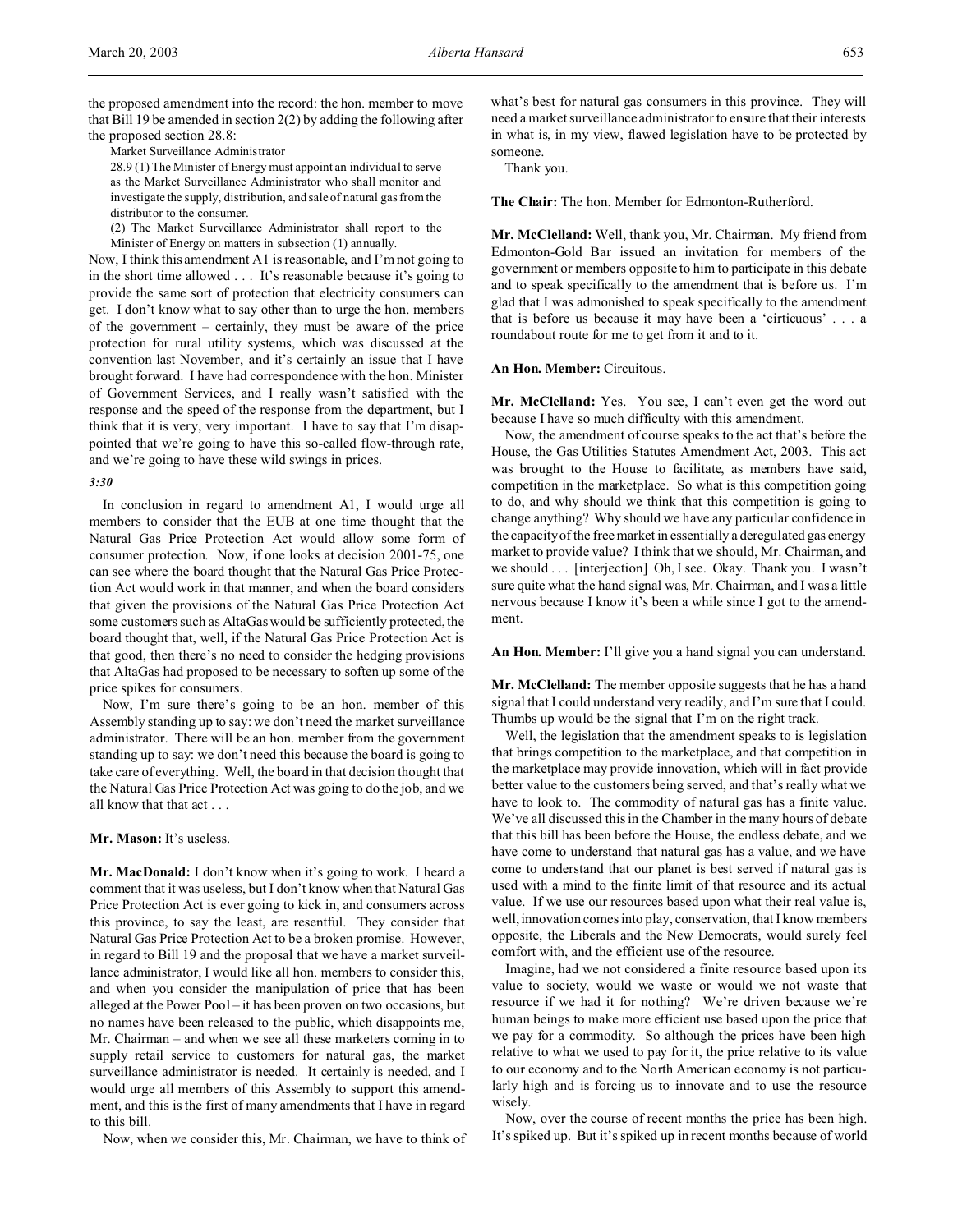the proposed amendment into the record: the hon. member to move that Bill 19 be amended in section 2(2) by adding the following after the proposed section 28.8:

> Market Surveillance Administrator
>
> 28.9 (1) The Minister of Energy must appoint an individual to serve as the Market Surveillance Administrator who shall monitor and investigate the supply, distribution, and sale of natural gas from the distributor to the consumer.
>
> (2) The Market Surveillance Administrator shall report to the Minister of Energy on matters in subsection (1) annually.

Now, I think this amendment A1 is reasonable, and I'm not going to in the short time allowed . . . It's reasonable because it's going to provide the same sort of protection that electricity consumers can get. I don't know what to say other than to urge the hon. members of the government – certainly, they must be aware of the price protection for rural utility systems, which was discussed at the convention last November, and it's certainly an issue that I have brought forward. I have had correspondence with the hon. Minister of Government Services, and I really wasn't satisfied with the response and the speed of the response from the department, but I think that it is very, very important. I have to say that I'm disappointed that we're going to have this so-called flow-through rate, and we're going to have these wild swings in prices.

*3:30*

In conclusion in regard to amendment A1, I would urge all members to consider that the EUB at one time thought that the Natural Gas Price Protection Act would allow some form of consumer protection. Now, if one looks at decision 2001-75, one can see where the board thought that the Natural Gas Price Protection Act would work in that manner, and when the board considers that given the provisions of the Natural Gas Price Protection Act some customers such as AltaGas would be sufficiently protected, the board thought that, well, if the Natural Gas Price Protection Act is that good, then there's no need to consider the hedging provisions that AltaGas had proposed to be necessary to soften up some of the price spikes for consumers.

Now, I'm sure there's going to be an hon. member of this Assembly standing up to say: we don't need the market surveillance administrator. There will be an hon. member from the government standing up to say: we don't need this because the board is going to take care of everything. Well, the board in that decision thought that the Natural Gas Price Protection Act was going to do the job, and we all know that that act . . .

**Mr. Mason:** It's useless.

**Mr. MacDonald:** I don't know when it's going to work. I heard a comment that it was useless, but I don't know when that Natural Gas Price Protection Act is ever going to kick in, and consumers across this province, to say the least, are resentful. They consider that Natural Gas Price Protection Act to be a broken promise. However, in regard to Bill 19 and the proposal that we have a market surveillance administrator, I would like all hon. members to consider this, and when you consider the manipulation of price that has been alleged at the Power Pool – it has been proven on two occasions, but no names have been released to the public, which disappoints me, Mr. Chairman – and when we see all these marketers coming in to supply retail service to customers for natural gas, the market surveillance administrator is needed. It certainly is needed, and I would urge all members of this Assembly to support this amendment, and this is the first of many amendments that I have in regard to this bill.

Now, when we consider this, Mr. Chairman, we have to think of what's best for natural gas consumers in this province. They will need a market surveillance administrator to ensure that their interests in what is, in my view, flawed legislation have to be protected by someone.

Thank you.

**The Chair:** The hon. Member for Edmonton-Rutherford.

**Mr. McClelland:** Well, thank you, Mr. Chairman. My friend from Edmonton-Gold Bar issued an invitation for members of the government or members opposite to him to participate in this debate and to speak specifically to the amendment that is before us. I'm glad that I was admonished to speak specifically to the amendment that is before us because it may have been a 'cirticuous' . . . a roundabout route for me to get from it and to it.

**An Hon. Member:** Circuitous.

**Mr. McClelland:** Yes. You see, I can't even get the word out because I have so much difficulty with this amendment.

Now, the amendment of course speaks to the act that's before the House, the Gas Utilities Statutes Amendment Act, 2003. This act was brought to the House to facilitate, as members have said, competition in the marketplace. So what is this competition going to do, and why should we think that this competition is going to change anything? Why should we have any particular confidence in the capacity of the free market in essentially a deregulated gas energy market to provide value? I think that we should, Mr. Chairman, and we should . . . [interjection] Oh, I see. Okay. Thank you. I wasn't sure quite what the hand signal was, Mr. Chairman, and I was a little nervous because I know it's been a while since I got to the amendment.

**An Hon. Member:** I'll give you a hand signal you can understand.

**Mr. McClelland:** The member opposite suggests that he has a hand signal that I could understand very readily, and I'm sure that I could. Thumbs up would be the signal that I'm on the right track.

Well, the legislation that the amendment speaks to is legislation that brings competition to the marketplace, and that competition in the marketplace may provide innovation, which will in fact provide better value to the customers being served, and that's really what we have to look to. The commodity of natural gas has a finite value. We've all discussed this in the Chamber in the many hours of debate that this bill has been before the House, the endless debate, and we have come to understand that natural gas has a value, and we have come to understand that our planet is best served if natural gas is used with a mind to the finite limit of that resource and its actual value. If we use our resources based upon what their real value is, well, innovation comes into play, conservation, that I know members opposite, the Liberals and the New Democrats, would surely feel comfort with, and the efficient use of the resource.

Imagine, had we not considered a finite resource based upon its value to society, would we waste or would we not waste that resource if we had it for nothing? We're driven because we're human beings to make more efficient use based upon the price that we pay for a commodity. So although the prices have been high relative to what we used to pay for it, the price relative to its value to our economy and to the North American economy is not particularly high and is forcing us to innovate and to use the resource wisely.

Now, over the course of recent months the price has been high. It's spiked up. But it's spiked up in recent months because of world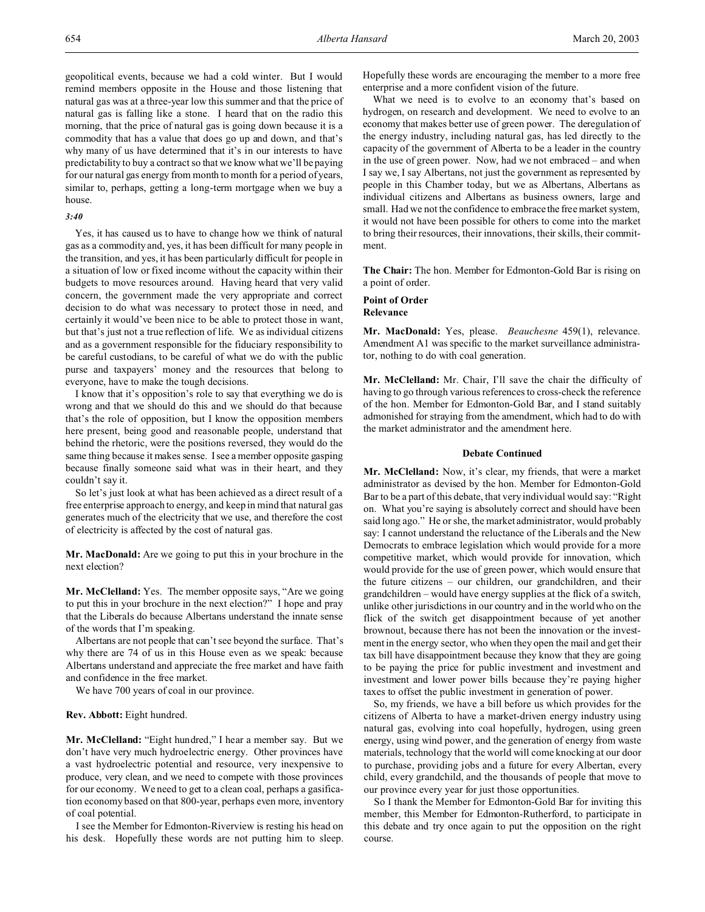geopolitical events, because we had a cold winter. But I would remind members opposite in the House and those listening that natural gas was at a three-year low this summer and that the price of natural gas is falling like a stone. I heard that on the radio this morning, that the price of natural gas is going down because it is a commodity that has a value that does go up and down, and that's why many of us have determined that it's in our interests to have predictability to buy a contract so that we know what we'll be paying for our natural gas energy from month to month for a period of years, similar to, perhaps, getting a long-term mortgage when we buy a house.

*3:40*

Yes, it has caused us to have to change how we think of natural gas as a commodity and, yes, it has been difficult for many people in the transition, and yes, it has been particularly difficult for people in a situation of low or fixed income without the capacity within their budgets to move resources around. Having heard that very valid concern, the government made the very appropriate and correct decision to do what was necessary to protect those in need, and certainly it would've been nice to be able to protect those in want, but that's just not a true reflection of life. We as individual citizens and as a government responsible for the fiduciary responsibility to be careful custodians, to be careful of what we do with the public purse and taxpayers' money and the resources that belong to everyone, have to make the tough decisions.

I know that it's opposition's role to say that everything we do is wrong and that we should do this and we should do that because that's the role of opposition, but I know the opposition members here present, being good and reasonable people, understand that behind the rhetoric, were the positions reversed, they would do the same thing because it makes sense. I see a member opposite gasping because finally someone said what was in their heart, and they couldn't say it.

So let's just look at what has been achieved as a direct result of a free enterprise approach to energy, and keep in mind that natural gas generates much of the electricity that we use, and therefore the cost of electricity is affected by the cost of natural gas.

**Mr. MacDonald:** Are we going to put this in your brochure in the next election?

**Mr. McClelland:** Yes. The member opposite says, "Are we going to put this in your brochure in the next election?" I hope and pray that the Liberals do because Albertans understand the innate sense of the words that I'm speaking.

Albertans are not people that can't see beyond the surface. That's why there are 74 of us in this House even as we speak: because Albertans understand and appreciate the free market and have faith and confidence in the free market.

We have 700 years of coal in our province.

**Rev. Abbott:** Eight hundred.

**Mr. McClelland:** "Eight hundred," I hear a member say. But we don't have very much hydroelectric energy. Other provinces have a vast hydroelectric potential and resource, very inexpensive to produce, very clean, and we need to compete with those provinces for our economy. We need to get to a clean coal, perhaps a gasification economy based on that 800-year, perhaps even more, inventory of coal potential.

I see the Member for Edmonton-Riverview is resting his head on his desk. Hopefully these words are not putting him to sleep. Hopefully these words are encouraging the member to a more free enterprise and a more confident vision of the future.

What we need is to evolve to an economy that's based on hydrogen, on research and development. We need to evolve to an economy that makes better use of green power. The deregulation of the energy industry, including natural gas, has led directly to the capacity of the government of Alberta to be a leader in the country in the use of green power. Now, had we not embraced – and when I say we, I say Albertans, not just the government as represented by people in this Chamber today, but we as Albertans, Albertans as individual citizens and Albertans as business owners, large and small. Had we not the confidence to embrace the free market system, it would not have been possible for others to come into the market to bring their resources, their innovations, their skills, their commitment.

**The Chair:** The hon. Member for Edmonton-Gold Bar is rising on a point of order.

**Point of Order**
**Relevance**

**Mr. MacDonald:** Yes, please. *Beauchesne* 459(1), relevance. Amendment A1 was specific to the market surveillance administrator, nothing to do with coal generation.

**Mr. McClelland:** Mr. Chair, I'll save the chair the difficulty of having to go through various references to cross-check the reference of the hon. Member for Edmonton-Gold Bar, and I stand suitably admonished for straying from the amendment, which had to do with the market administrator and the amendment here.

**Debate Continued**

**Mr. McClelland:** Now, it's clear, my friends, that were a market administrator as devised by the hon. Member for Edmonton-Gold Bar to be a part of this debate, that very individual would say: "Right on. What you're saying is absolutely correct and should have been said long ago." He or she, the market administrator, would probably say: I cannot understand the reluctance of the Liberals and the New Democrats to embrace legislation which would provide for a more competitive market, which would provide for innovation, which would provide for the use of green power, which would ensure that the future citizens – our children, our grandchildren, and their grandchildren – would have energy supplies at the flick of a switch, unlike other jurisdictions in our country and in the world who on the flick of the switch get disappointment because of yet another brownout, because there has not been the innovation or the investment in the energy sector, who when they open the mail and get their tax bill have disappointment because they know that they are going to be paying the price for public investment and investment and investment and lower power bills because they're paying higher taxes to offset the public investment in generation of power.

So, my friends, we have a bill before us which provides for the citizens of Alberta to have a market-driven energy industry using natural gas, evolving into coal hopefully, hydrogen, using green energy, using wind power, and the generation of energy from waste materials, technology that the world will come knocking at our door to purchase, providing jobs and a future for every Albertan, every child, every grandchild, and the thousands of people that move to our province every year for just those opportunities.

So I thank the Member for Edmonton-Gold Bar for inviting this member, this Member for Edmonton-Rutherford, to participate in this debate and try once again to put the opposition on the right course.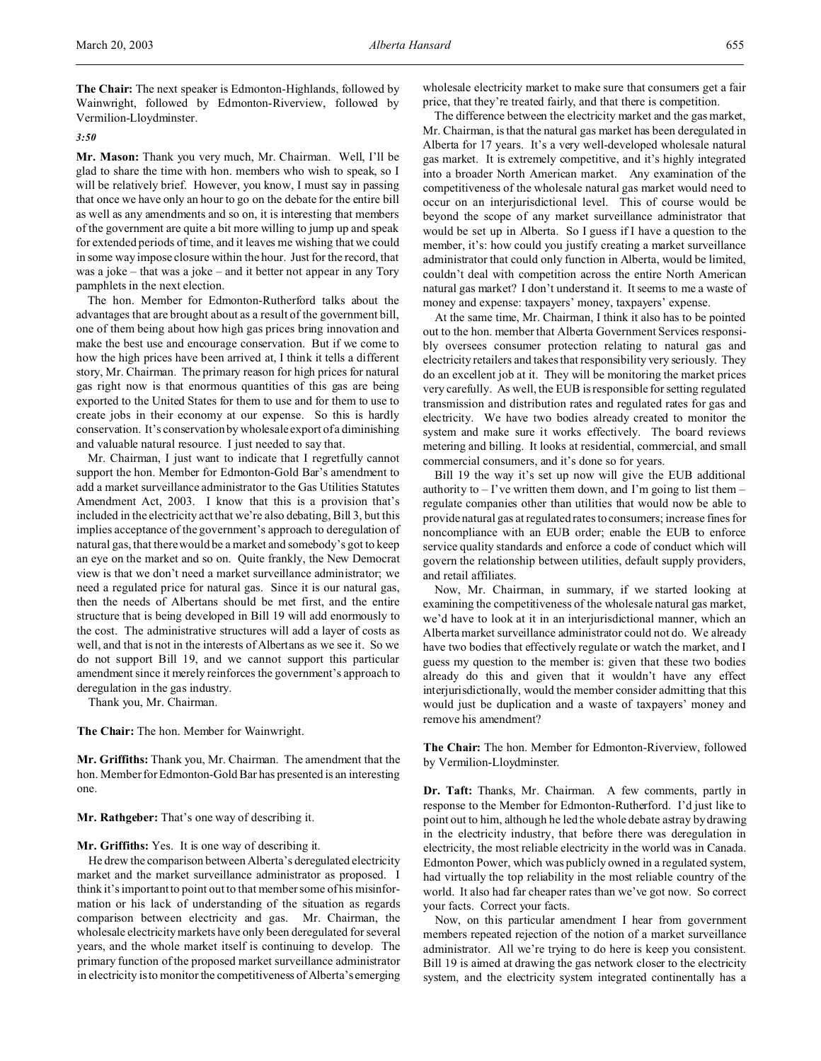**The Chair:** The next speaker is Edmonton-Highlands, followed by Wainwright, followed by Edmonton-Riverview, followed by Vermilion-Lloydminster.

*3:50*

**Mr. Mason:** Thank you very much, Mr. Chairman. Well, I'll be glad to share the time with hon. members who wish to speak, so I will be relatively brief. However, you know, I must say in passing that once we have only an hour to go on the debate for the entire bill as well as any amendments and so on, it is interesting that members of the government are quite a bit more willing to jump up and speak for extended periods of time, and it leaves me wishing that we could in some way impose closure within the hour. Just for the record, that was a joke – that was a joke – and it better not appear in any Tory pamphlets in the next election.

The hon. Member for Edmonton-Rutherford talks about the advantages that are brought about as a result of the government bill, one of them being about how high gas prices bring innovation and make the best use and encourage conservation. But if we come to how the high prices have been arrived at, I think it tells a different story, Mr. Chairman. The primary reason for high prices for natural gas right now is that enormous quantities of this gas are being exported to the United States for them to use and for them to use to create jobs in their economy at our expense. So this is hardly conservation. It's conservation by wholesale export of a diminishing and valuable natural resource. I just needed to say that.

Mr. Chairman, I just want to indicate that I regretfully cannot support the hon. Member for Edmonton-Gold Bar's amendment to add a market surveillance administrator to the Gas Utilities Statutes Amendment Act, 2003. I know that this is a provision that's included in the electricity act that we're also debating, Bill 3, but this implies acceptance of the government's approach to deregulation of natural gas, that there would be a market and somebody's got to keep an eye on the market and so on. Quite frankly, the New Democrat view is that we don't need a market surveillance administrator; we need a regulated price for natural gas. Since it is our natural gas, then the needs of Albertans should be met first, and the entire structure that is being developed in Bill 19 will add enormously to the cost. The administrative structures will add a layer of costs as well, and that is not in the interests of Albertans as we see it. So we do not support Bill 19, and we cannot support this particular amendment since it merely reinforces the government's approach to deregulation in the gas industry.

Thank you, Mr. Chairman.

**The Chair:** The hon. Member for Wainwright.

**Mr. Griffiths:** Thank you, Mr. Chairman. The amendment that the hon. Member for Edmonton-Gold Bar has presented is an interesting one.

**Mr. Rathgeber:** That's one way of describing it.

**Mr. Griffiths:** Yes. It is one way of describing it.

He drew the comparison between Alberta's deregulated electricity market and the market surveillance administrator as proposed. I think it's important to point out to that member some of his misinformation or his lack of understanding of the situation as regards comparison between electricity and gas. Mr. Chairman, the wholesale electricity markets have only been deregulated for several years, and the whole market itself is continuing to develop. The primary function of the proposed market surveillance administrator in electricity is to monitor the competitiveness of Alberta's emerging wholesale electricity market to make sure that consumers get a fair price, that they're treated fairly, and that there is competition.

The difference between the electricity market and the gas market, Mr. Chairman, is that the natural gas market has been deregulated in Alberta for 17 years. It's a very well-developed wholesale natural gas market. It is extremely competitive, and it's highly integrated into a broader North American market. Any examination of the competitiveness of the wholesale natural gas market would need to occur on an interjurisdictional level. This of course would be beyond the scope of any market surveillance administrator that would be set up in Alberta. So I guess if I have a question to the member, it's: how could you justify creating a market surveillance administrator that could only function in Alberta, would be limited, couldn't deal with competition across the entire North American natural gas market? I don't understand it. It seems to me a waste of money and expense: taxpayers' money, taxpayers' expense.

At the same time, Mr. Chairman, I think it also has to be pointed out to the hon. member that Alberta Government Services responsibly oversees consumer protection relating to natural gas and electricity retailers and takes that responsibility very seriously. They do an excellent job at it. They will be monitoring the market prices very carefully. As well, the EUB is responsible for setting regulated transmission and distribution rates and regulated rates for gas and electricity. We have two bodies already created to monitor the system and make sure it works effectively. The board reviews metering and billing. It looks at residential, commercial, and small commercial consumers, and it's done so for years.

Bill 19 the way it's set up now will give the EUB additional authority to – I've written them down, and I'm going to list them – regulate companies other than utilities that would now be able to provide natural gas at regulated rates to consumers; increase fines for noncompliance with an EUB order; enable the EUB to enforce service quality standards and enforce a code of conduct which will govern the relationship between utilities, default supply providers, and retail affiliates.

Now, Mr. Chairman, in summary, if we started looking at examining the competitiveness of the wholesale natural gas market, we'd have to look at it in an interjurisdictional manner, which an Alberta market surveillance administrator could not do. We already have two bodies that effectively regulate or watch the market, and I guess my question to the member is: given that these two bodies already do this and given that it wouldn't have any effect interjurisdictionally, would the member consider admitting that this would just be duplication and a waste of taxpayers' money and remove his amendment?

**The Chair:** The hon. Member for Edmonton-Riverview, followed by Vermilion-Lloydminster.

**Dr. Taft:** Thanks, Mr. Chairman. A few comments, partly in response to the Member for Edmonton-Rutherford. I'd just like to point out to him, although he led the whole debate astray by drawing in the electricity industry, that before there was deregulation in electricity, the most reliable electricity in the world was in Canada. Edmonton Power, which was publicly owned in a regulated system, had virtually the top reliability in the most reliable country of the world. It also had far cheaper rates than we've got now. So correct your facts. Correct your facts.

Now, on this particular amendment I hear from government members repeated rejection of the notion of a market surveillance administrator. All we're trying to do here is keep you consistent. Bill 19 is aimed at drawing the gas network closer to the electricity system, and the electricity system integrated continentally has a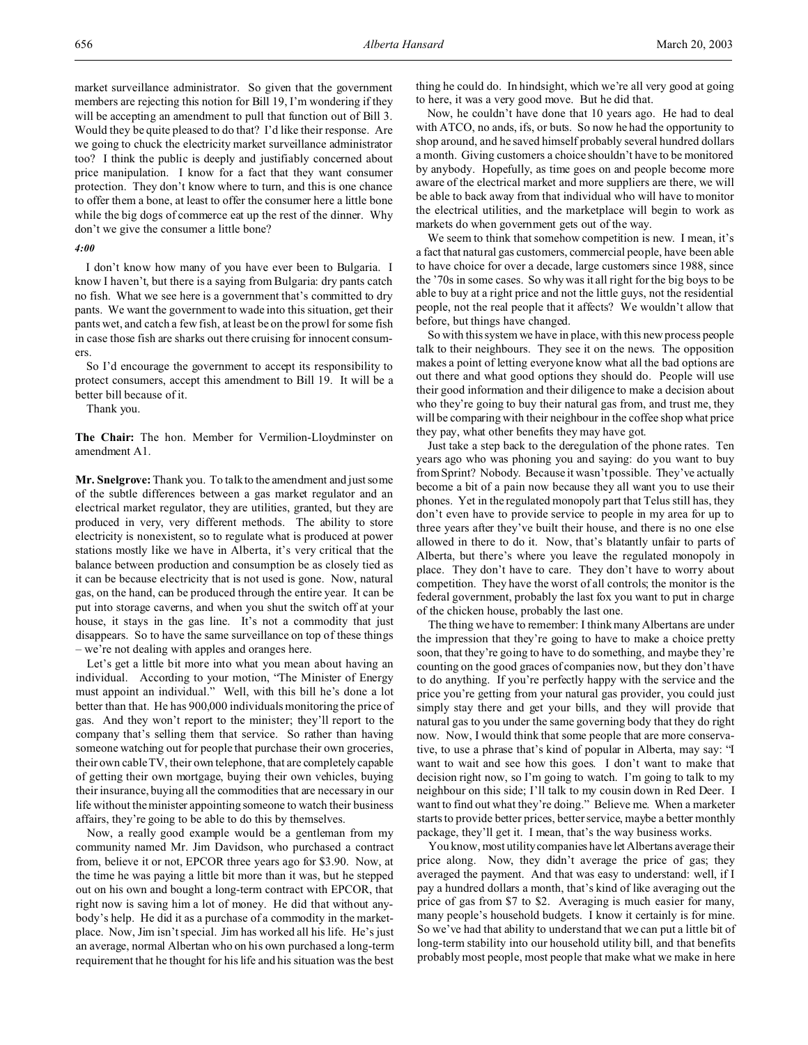market surveillance administrator. So given that the government members are rejecting this notion for Bill 19, I'm wondering if they will be accepting an amendment to pull that function out of Bill 3. Would they be quite pleased to do that? I'd like their response. Are we going to chuck the electricity market surveillance administrator too? I think the public is deeply and justifiably concerned about price manipulation. I know for a fact that they want consumer protection. They don't know where to turn, and this is one chance to offer them a bone, at least to offer the consumer here a little bone while the big dogs of commerce eat up the rest of the dinner. Why don't we give the consumer a little bone?

*4:00*

I don't know how many of you have ever been to Bulgaria. I know I haven't, but there is a saying from Bulgaria: dry pants catch no fish. What we see here is a government that's committed to dry pants. We want the government to wade into this situation, get their pants wet, and catch a few fish, at least be on the prowl for some fish in case those fish are sharks out there cruising for innocent consumers.

So I'd encourage the government to accept its responsibility to protect consumers, accept this amendment to Bill 19. It will be a better bill because of it.

Thank you.

**The Chair:** The hon. Member for Vermilion-Lloydminster on amendment A1.

**Mr. Snelgrove:** Thank you. To talk to the amendment and just some of the subtle differences between a gas market regulator and an electrical market regulator, they are utilities, granted, but they are produced in very, very different methods. The ability to store electricity is nonexistent, so to regulate what is produced at power stations mostly like we have in Alberta, it's very critical that the balance between production and consumption be as closely tied as it can be because electricity that is not used is gone. Now, natural gas, on the hand, can be produced through the entire year. It can be put into storage caverns, and when you shut the switch off at your house, it stays in the gas line. It's not a commodity that just disappears. So to have the same surveillance on top of these things – we're not dealing with apples and oranges here.

Let's get a little bit more into what you mean about having an individual. According to your motion, "The Minister of Energy must appoint an individual." Well, with this bill he's done a lot better than that. He has 900,000 individuals monitoring the price of gas. And they won't report to the minister; they'll report to the company that's selling them that service. So rather than having someone watching out for people that purchase their own groceries, their own cable TV, their own telephone, that are completely capable of getting their own mortgage, buying their own vehicles, buying their insurance, buying all the commodities that are necessary in our life without the minister appointing someone to watch their business affairs, they're going to be able to do this by themselves.

Now, a really good example would be a gentleman from my community named Mr. Jim Davidson, who purchased a contract from, believe it or not, EPCOR three years ago for $3.90. Now, at the time he was paying a little bit more than it was, but he stepped out on his own and bought a long-term contract with EPCOR, that right now is saving him a lot of money. He did that without anybody's help. He did it as a purchase of a commodity in the marketplace. Now, Jim isn't special. Jim has worked all his life. He's just an average, normal Albertan who on his own purchased a long-term requirement that he thought for his life and his situation was the best thing he could do. In hindsight, which we're all very good at going to here, it was a very good move. But he did that.

Now, he couldn't have done that 10 years ago. He had to deal with ATCO, no ands, ifs, or buts. So now he had the opportunity to shop around, and he saved himself probably several hundred dollars a month. Giving customers a choice shouldn't have to be monitored by anybody. Hopefully, as time goes on and people become more aware of the electrical market and more suppliers are there, we will be able to back away from that individual who will have to monitor the electrical utilities, and the marketplace will begin to work as markets do when government gets out of the way.

We seem to think that somehow competition is new. I mean, it's a fact that natural gas customers, commercial people, have been able to have choice for over a decade, large customers since 1988, since the '70s in some cases. So why was it all right for the big boys to be able to buy at a right price and not the little guys, not the residential people, not the real people that it affects? We wouldn't allow that before, but things have changed.

So with this system we have in place, with this new process people talk to their neighbours. They see it on the news. The opposition makes a point of letting everyone know what all the bad options are out there and what good options they should do. People will use their good information and their diligence to make a decision about who they're going to buy their natural gas from, and trust me, they will be comparing with their neighbour in the coffee shop what price they pay, what other benefits they may have got.

Just take a step back to the deregulation of the phone rates. Ten years ago who was phoning you and saying: do you want to buy from Sprint? Nobody. Because it wasn't possible. They've actually become a bit of a pain now because they all want you to use their phones. Yet in the regulated monopoly part that Telus still has, they don't even have to provide service to people in my area for up to three years after they've built their house, and there is no one else allowed in there to do it. Now, that's blatantly unfair to parts of Alberta, but there's where you leave the regulated monopoly in place. They don't have to care. They don't have to worry about competition. They have the worst of all controls; the monitor is the federal government, probably the last fox you want to put in charge of the chicken house, probably the last one.

The thing we have to remember: I think many Albertans are under the impression that they're going to have to make a choice pretty soon, that they're going to have to do something, and maybe they're counting on the good graces of companies now, but they don't have to do anything. If you're perfectly happy with the service and the price you're getting from your natural gas provider, you could just simply stay there and get your bills, and they will provide that natural gas to you under the same governing body that they do right now. Now, I would think that some people that are more conservative, to use a phrase that's kind of popular in Alberta, may say: "I want to wait and see how this goes. I don't want to make that decision right now, so I'm going to watch. I'm going to talk to my neighbour on this side; I'll talk to my cousin down in Red Deer. I want to find out what they're doing." Believe me. When a marketer starts to provide better prices, better service, maybe a better monthly package, they'll get it. I mean, that's the way business works.

You know, most utility companies have let Albertans average their price along. Now, they didn't average the price of gas; they averaged the payment. And that was easy to understand: well, if I pay a hundred dollars a month, that's kind of like averaging out the price of gas from $7 to $2. Averaging is much easier for many, many people's household budgets. I know it certainly is for mine. So we've had that ability to understand that we can put a little bit of long-term stability into our household utility bill, and that benefits probably most people, most people that make what we make in here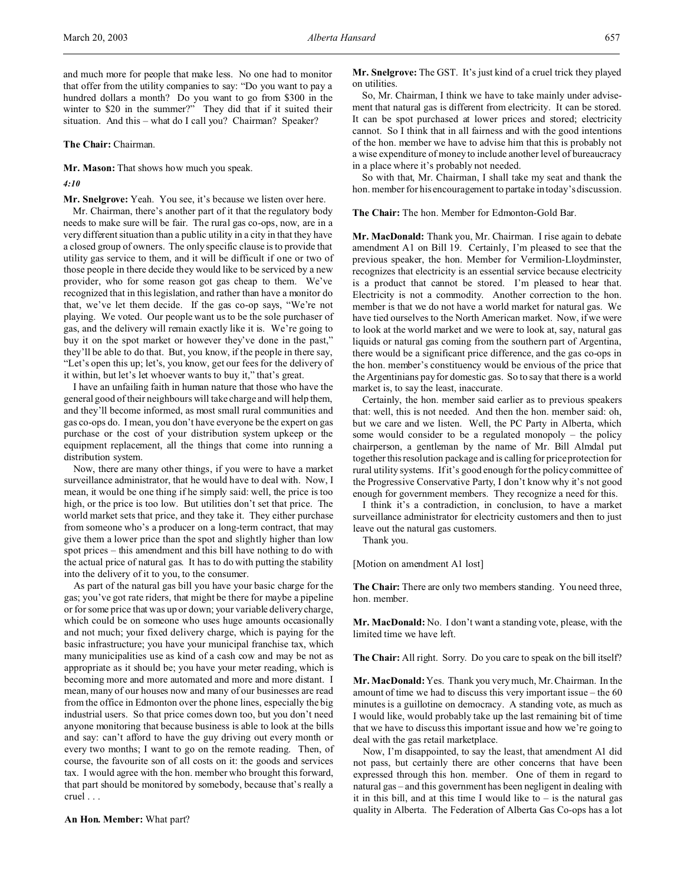and much more for people that make less. No one had to monitor that offer from the utility companies to say: "Do you want to pay a hundred dollars a month? Do you want to go from $300 in the winter to $20 in the summer?" They did that if it suited their situation. And this – what do I call you? Chairman? Speaker?

**The Chair:** Chairman.

**Mr. Mason:** That shows how much you speak.

*4:10*

**Mr. Snelgrove:** Yeah. You see, it's because we listen over here.

Mr. Chairman, there's another part of it that the regulatory body needs to make sure will be fair. The rural gas co-ops, now, are in a very different situation than a public utility in a city in that they have a closed group of owners. The only specific clause is to provide that utility gas service to them, and it will be difficult if one or two of those people in there decide they would like to be serviced by a new provider, who for some reason got gas cheap to them. We've recognized that in this legislation, and rather than have a monitor do that, we've let them decide. If the gas co-op says, "We're not playing. We voted. Our people want us to be the sole purchaser of gas, and the delivery will remain exactly like it is. We're going to buy it on the spot market or however they've done in the past," they'll be able to do that. But, you know, if the people in there say, "Let's open this up; let's, you know, get our fees for the delivery of it within, but let's let whoever wants to buy it," that's great.

I have an unfailing faith in human nature that those who have the general good of their neighbours will take charge and will help them, and they'll become informed, as most small rural communities and gas co-ops do. I mean, you don't have everyone be the expert on gas purchase or the cost of your distribution system upkeep or the equipment replacement, all the things that come into running a distribution system.

Now, there are many other things, if you were to have a market surveillance administrator, that he would have to deal with. Now, I mean, it would be one thing if he simply said: well, the price is too high, or the price is too low. But utilities don't set that price. The world market sets that price, and they take it. They either purchase from someone who's a producer on a long-term contract, that may give them a lower price than the spot and slightly higher than low spot prices – this amendment and this bill have nothing to do with the actual price of natural gas. It has to do with putting the stability into the delivery of it to you, to the consumer.

As part of the natural gas bill you have your basic charge for the gas; you've got rate riders, that might be there for maybe a pipeline or for some price that was up or down; your variable delivery charge, which could be on someone who uses huge amounts occasionally and not much; your fixed delivery charge, which is paying for the basic infrastructure; you have your municipal franchise tax, which many municipalities use as kind of a cash cow and may be not as appropriate as it should be; you have your meter reading, which is becoming more and more automated and more and more distant. I mean, many of our houses now and many of our businesses are read from the office in Edmonton over the phone lines, especially the big industrial users. So that price comes down too, but you don't need anyone monitoring that because business is able to look at the bills and say: can't afford to have the guy driving out every month or every two months; I want to go on the remote reading. Then, of course, the favourite son of all costs on it: the goods and services tax. I would agree with the hon. member who brought this forward, that part should be monitored by somebody, because that's really a cruel . . .

**An Hon. Member:** What part?

**Mr. Snelgrove:** The GST. It's just kind of a cruel trick they played on utilities.

So, Mr. Chairman, I think we have to take mainly under advisement that natural gas is different from electricity. It can be stored. It can be spot purchased at lower prices and stored; electricity cannot. So I think that in all fairness and with the good intentions of the hon. member we have to advise him that this is probably not a wise expenditure of money to include another level of bureaucracy in a place where it's probably not needed.

So with that, Mr. Chairman, I shall take my seat and thank the hon. member for his encouragement to partake in today's discussion.

**The Chair:** The hon. Member for Edmonton-Gold Bar.

**Mr. MacDonald:** Thank you, Mr. Chairman. I rise again to debate amendment A1 on Bill 19. Certainly, I'm pleased to see that the previous speaker, the hon. Member for Vermilion-Lloydminster, recognizes that electricity is an essential service because electricity is a product that cannot be stored. I'm pleased to hear that. Electricity is not a commodity. Another correction to the hon. member is that we do not have a world market for natural gas. We have tied ourselves to the North American market. Now, if we were to look at the world market and we were to look at, say, natural gas liquids or natural gas coming from the southern part of Argentina, there would be a significant price difference, and the gas co-ops in the hon. member's constituency would be envious of the price that the Argentinians pay for domestic gas. So to say that there is a world market is, to say the least, inaccurate.

Certainly, the hon. member said earlier as to previous speakers that: well, this is not needed. And then the hon. member said: oh, but we care and we listen. Well, the PC Party in Alberta, which some would consider to be a regulated monopoly – the policy chairperson, a gentleman by the name of Mr. Bill Almdal put together this resolution package and is calling for price protection for rural utility systems. If it's good enough for the policy committee of the Progressive Conservative Party, I don't know why it's not good enough for government members. They recognize a need for this.

I think it's a contradiction, in conclusion, to have a market surveillance administrator for electricity customers and then to just leave out the natural gas customers.

Thank you.

[Motion on amendment A1 lost]

**The Chair:** There are only two members standing. You need three, hon. member.

**Mr. MacDonald:** No. I don't want a standing vote, please, with the limited time we have left.

**The Chair:** All right. Sorry. Do you care to speak on the bill itself?

**Mr. MacDonald:** Yes. Thank you very much, Mr. Chairman. In the amount of time we had to discuss this very important issue – the 60 minutes is a guillotine on democracy. A standing vote, as much as I would like, would probably take up the last remaining bit of time that we have to discuss this important issue and how we're going to deal with the gas retail marketplace.

Now, I'm disappointed, to say the least, that amendment A1 did not pass, but certainly there are other concerns that have been expressed through this hon. member. One of them in regard to natural gas – and this government has been negligent in dealing with it in this bill, and at this time I would like to – is the natural gas quality in Alberta. The Federation of Alberta Gas Co-ops has a lot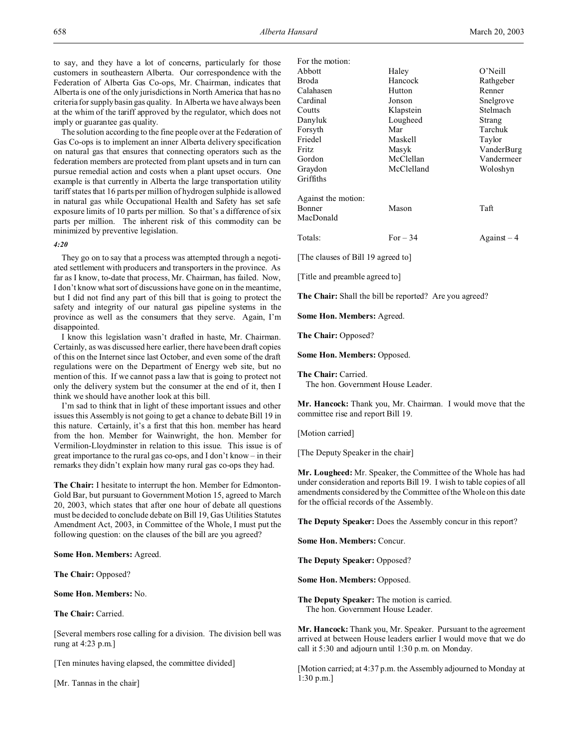to say, and they have a lot of concerns, particularly for those customers in southeastern Alberta. Our correspondence with the Federation of Alberta Gas Co-ops, Mr. Chairman, indicates that Alberta is one of the only jurisdictions in North America that has no criteria for supply basin gas quality. In Alberta we have always been at the whim of the tariff approved by the regulator, which does not imply or guarantee gas quality.

The solution according to the fine people over at the Federation of Gas Co-ops is to implement an inner Alberta delivery specification on natural gas that ensures that connecting operators such as the federation members are protected from plant upsets and in turn can pursue remedial action and costs when a plant upset occurs. One example is that currently in Alberta the large transportation utility tariff states that 16 parts per million of hydrogen sulphide is allowed in natural gas while Occupational Health and Safety has set safe exposure limits of 10 parts per million. So that's a difference of six parts per million. The inherent risk of this commodity can be minimized by preventive legislation.

*4:20*

They go on to say that a process was attempted through a negotiated settlement with producers and transporters in the province. As far as I know, to-date that process, Mr. Chairman, has failed. Now, I don't know what sort of discussions have gone on in the meantime, but I did not find any part of this bill that is going to protect the safety and integrity of our natural gas pipeline systems in the province as well as the consumers that they serve. Again, I'm disappointed.

I know this legislation wasn't drafted in haste, Mr. Chairman. Certainly, as was discussed here earlier, there have been draft copies of this on the Internet since last October, and even some of the draft regulations were on the Department of Energy web site, but no mention of this. If we cannot pass a law that is going to protect not only the delivery system but the consumer at the end of it, then I think we should have another look at this bill.

I'm sad to think that in light of these important issues and other issues this Assembly is not going to get a chance to debate Bill 19 in this nature. Certainly, it's a first that this hon. member has heard from the hon. Member for Wainwright, the hon. Member for Vermilion-Lloydminster in relation to this issue. This issue is of great importance to the rural gas co-ops, and I don't know – in their remarks they didn't explain how many rural gas co-ops they had.

**The Chair:** I hesitate to interrupt the hon. Member for Edmonton-Gold Bar, but pursuant to Government Motion 15, agreed to March 20, 2003, which states that after one hour of debate all questions must be decided to conclude debate on Bill 19, Gas Utilities Statutes Amendment Act, 2003, in Committee of the Whole, I must put the following question: on the clauses of the bill are you agreed?

**Some Hon. Members:** Agreed.

**The Chair:** Opposed?

**Some Hon. Members:** No.

**The Chair:** Carried.

[Several members rose calling for a division. The division bell was rung at 4:23 p.m.]

[Ten minutes having elapsed, the committee divided]

[Mr. Tannas in the chair]

For the motion:

| | | |
|---|---|---|
| Abbott | Haley | O'Neill |
| Broda | Hancock | Rathgeber |
| Calahasen | Hutton | Renner |
| Cardinal | Jonson | Snelgrove |
| Coutts | Klapstein | Stelmach |
| Danyluk | Lougheed | Strang |
| Forsyth | Mar | Tarchuk |
| Friedel | Maskell | Taylor |
| Fritz | Masyk | VanderBurg |
| Gordon | McClellan | Vandermeer |
| Graydon | McClelland | Woloshyn |
| Griffiths | | |

Against the motion:

| | | |
|---|---|---|
| Bonner | Mason | Taft |
| MacDonald | | |

| | | |
|---|---|---|
| Totals: | For – 34 | Against – 4 |

[The clauses of Bill 19 agreed to]

[Title and preamble agreed to]

**The Chair:** Shall the bill be reported? Are you agreed?

**Some Hon. Members:** Agreed.

**The Chair:** Opposed?

**Some Hon. Members:** Opposed.

**The Chair:** Carried.
The hon. Government House Leader.

**Mr. Hancock:** Thank you, Mr. Chairman. I would move that the committee rise and report Bill 19.

[Motion carried]

[The Deputy Speaker in the chair]

**Mr. Lougheed:** Mr. Speaker, the Committee of the Whole has had under consideration and reports Bill 19. I wish to table copies of all amendments considered by the Committee of the Whole on this date for the official records of the Assembly.

**The Deputy Speaker:** Does the Assembly concur in this report?

**Some Hon. Members:** Concur.

**The Deputy Speaker:** Opposed?

**Some Hon. Members:** Opposed.

**The Deputy Speaker:** The motion is carried.
The hon. Government House Leader.

**Mr. Hancock:** Thank you, Mr. Speaker. Pursuant to the agreement arrived at between House leaders earlier I would move that we do call it 5:30 and adjourn until 1:30 p.m. on Monday.

[Motion carried; at 4:37 p.m. the Assembly adjourned to Monday at 1:30 p.m.]